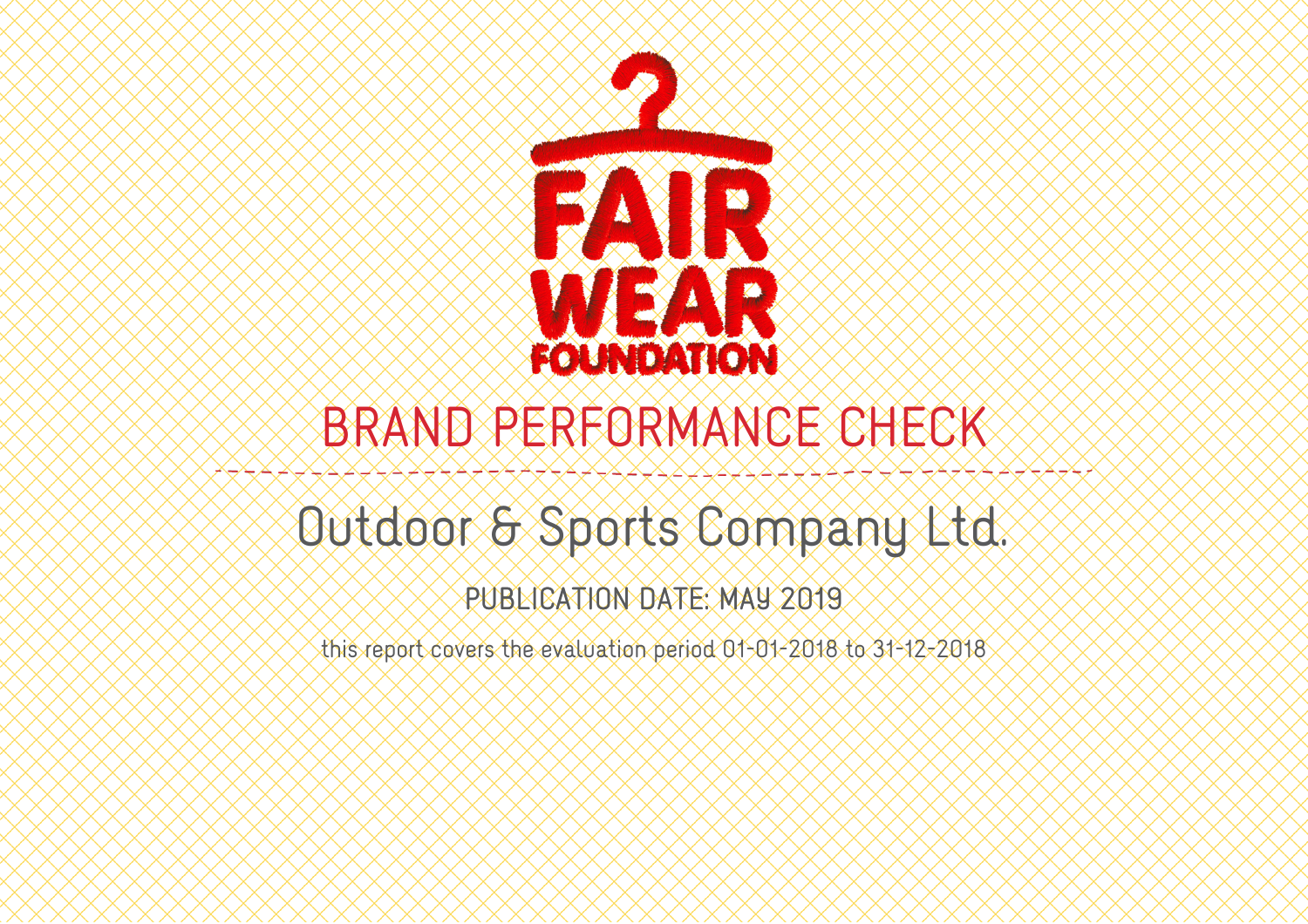FAIR WEAR FOUNDATION

# BRAND PERFORMANCE CHECK

## Outdoor & Sports Company Ltd.

PUBLICATION DATE: MAY 2019

this report covers the evaluation period 01-01-2018 to 31-12-2018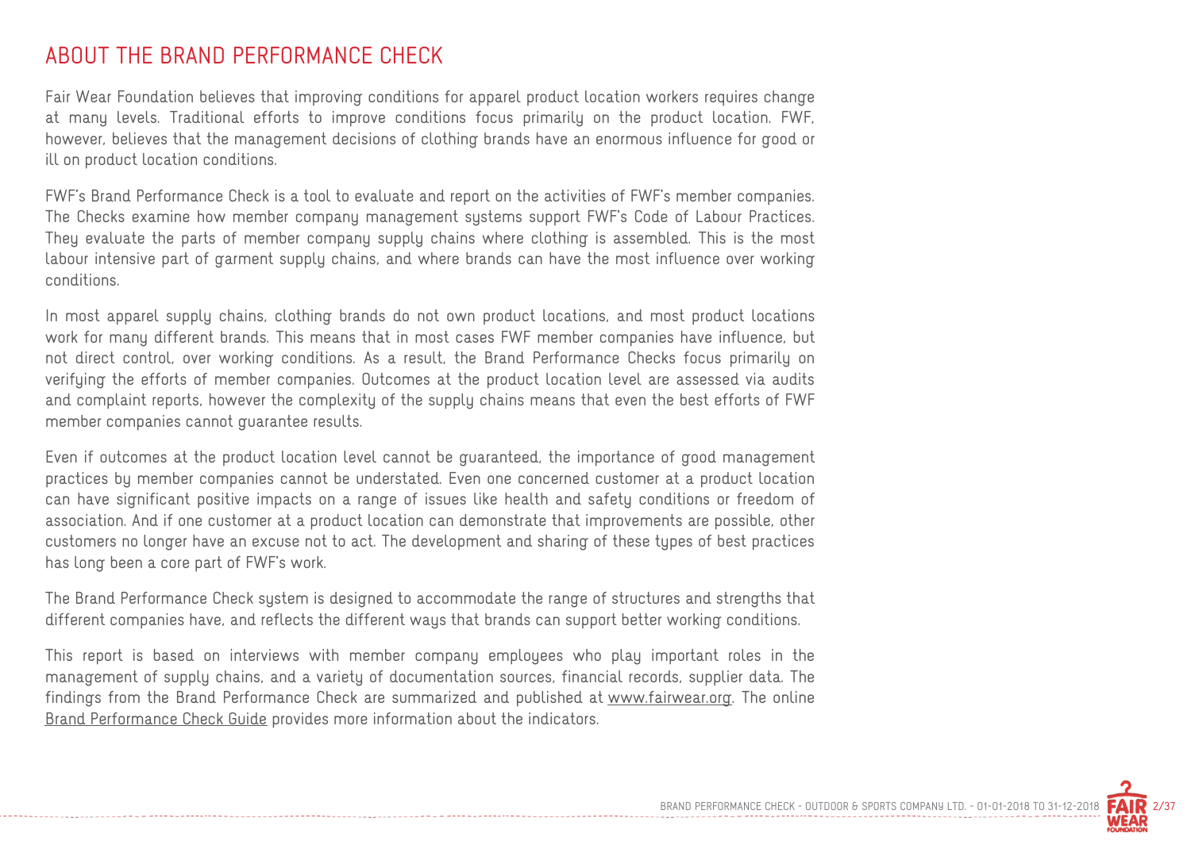# ABOUT THE BRAND PERFORMANCE CHECK

Fair Wear Foundation believes that improving conditions for apparel product location workers requires change at many levels. Traditional efforts to improve conditions focus primarily on the product location. FWF, however, believes that the management decisions of clothing brands have an enormous influence for good or ill on product location conditions.

FWF's Brand Performance Check is a tool to evaluate and report on the activities of FWF's member companies. The Checks examine how member company management systems support FWF's Code of Labour Practices. They evaluate the parts of member company supply chains where clothing is assembled. This is the most labour intensive part of garment supply chains, and where brands can have the most influence over working conditions.

In most apparel supply chains, clothing brands do not own product locations, and most product locations work for many different brands. This means that in most cases FWF member companies have influence, but not direct control, over working conditions. As a result, the Brand Performance Checks focus primarily on verifying the efforts of member companies. Outcomes at the product location level are assessed via audits and complaint reports, however the complexity of the supply chains means that even the best efforts of FWF member companies cannot guarantee results.

Even if outcomes at the product location level cannot be guaranteed, the importance of good management practices by member companies cannot be understated. Even one concerned customer at a product location can have significant positive impacts on a range of issues like health and safety conditions or freedom of association. And if one customer at a product location can demonstrate that improvements are possible, other customers no longer have an excuse not to act. The development and sharing of these types of best practices has long been a core part of FWF's work.

The Brand Performance Check system is designed to accommodate the range of structures and strengths that different companies have, and reflects the different ways that brands can support better working conditions.

This report is based on interviews with member company employees who play important roles in the management of supply chains, and a variety of documentation sources, financial records, supplier data. The findings from the Brand Performance Check are summarized and published at www.fairwear.org. The online Brand Performance Check Guide provides more information about the indicators.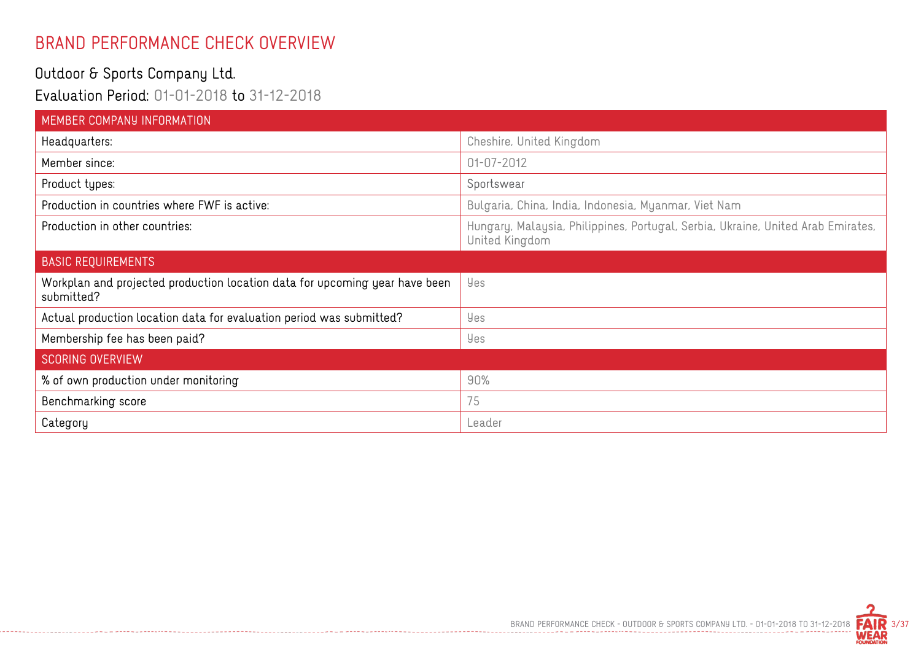# BRAND PERFORMANCE CHECK OVERVIEW

## Outdoor & Sports Company Ltd.

### Evaluation Period: 01-01-2018 to 31-12-2018

| MEMBER COMPANY INFORMATION | |
| --- | --- |
| Headquarters: | Cheshire, United Kingdom |
| Member since: | 01-07-2012 |
| Product types: | Sportswear |
| Production in countries where FWF is active: | Bulgaria, China, India, Indonesia, Myanmar, Viet Nam |
| Production in other countries: | Hungary, Malaysia, Philippines, Portugal, Serbia, Ukraine, United Arab Emirates, United Kingdom |
| **BASIC REQUIREMENTS** | |
| Workplan and projected production location data for upcoming year have been submitted? | Yes |
| Actual production location data for evaluation period was submitted? | Yes |
| Membership fee has been paid? | Yes |
| **SCORING OVERVIEW** | |
| % of own production under monitoring | 90% |
| Benchmarking score | 75 |
| Category | Leader |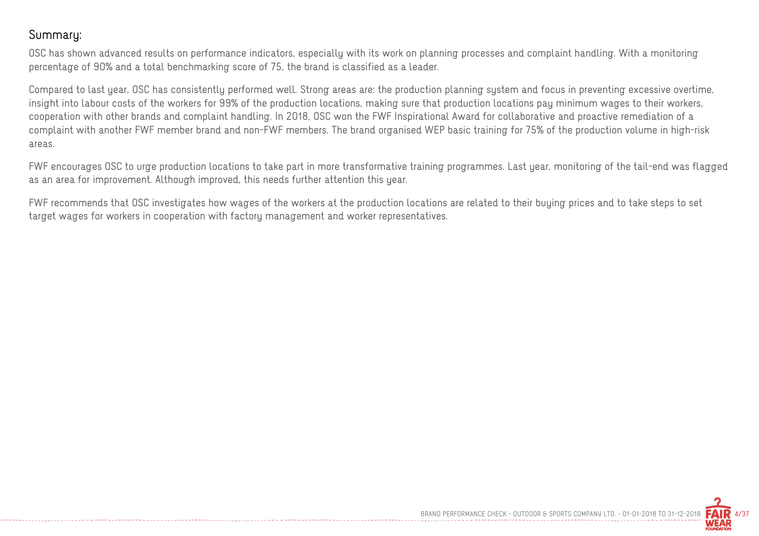## Summary:

OSC has shown advanced results on performance indicators, especially with its work on planning processes and complaint handling. With a monitoring percentage of 90% and a total benchmarking score of 75, the brand is classified as a leader.

Compared to last year, OSC has consistently performed well. Strong areas are: the production planning system and focus in preventing excessive overtime, insight into labour costs of the workers for 99% of the production locations, making sure that production locations pay minimum wages to their workers, cooperation with other brands and complaint handling. In 2018, OSC won the FWF Inspirational Award for collaborative and proactive remediation of a complaint with another FWF member brand and non-FWF members. The brand organised WEP basic training for 75% of the production volume in high-risk areas.

FWF encourages OSC to urge production locations to take part in more transformative training programmes. Last year, monitoring of the tail-end was flagged as an area for improvement. Although improved, this needs further attention this year.

FWF recommends that OSC investigates how wages of the workers at the production locations are related to their buying prices and to take steps to set target wages for workers in cooperation with factory management and worker representatives.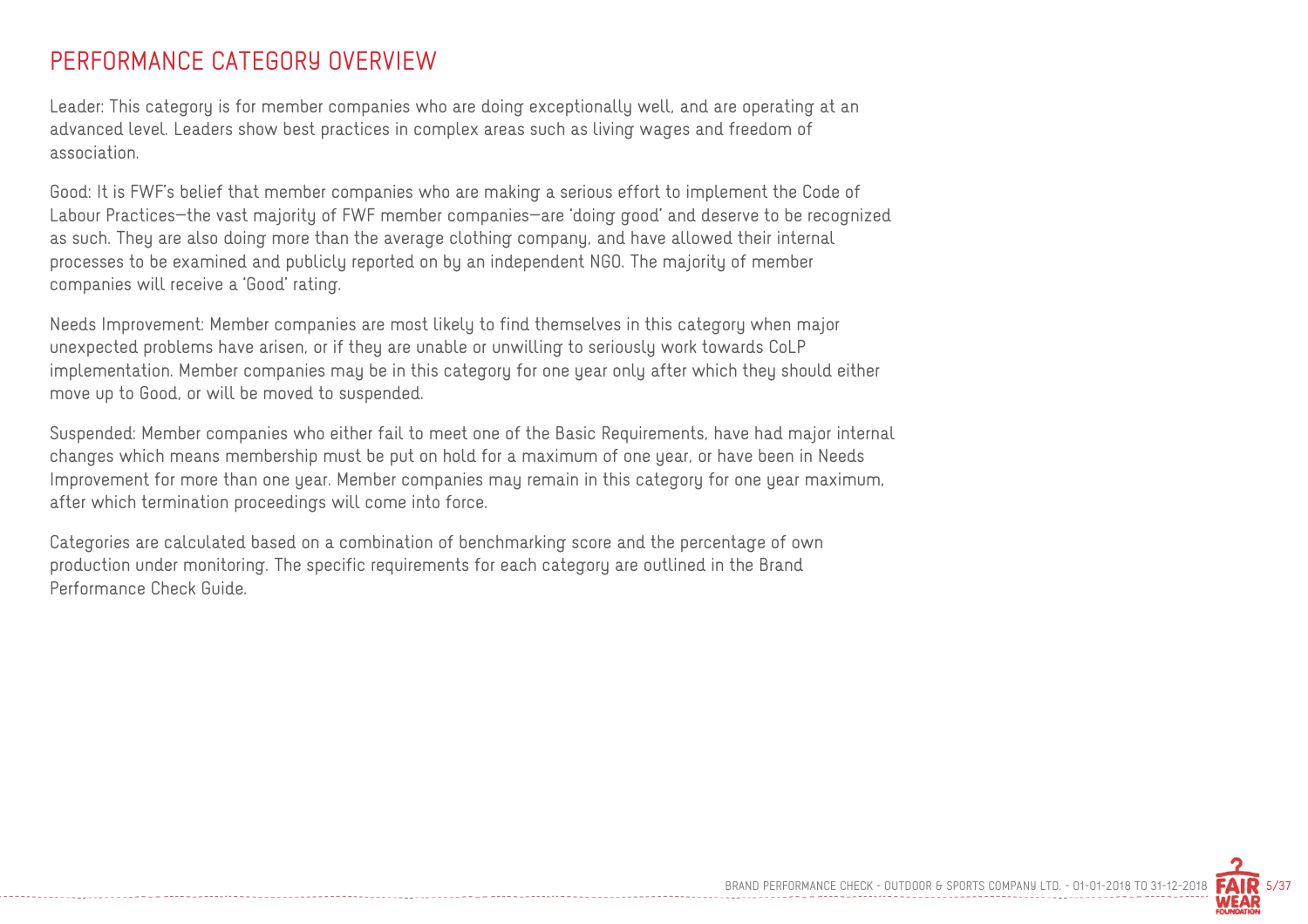## PERFORMANCE CATEGORY OVERVIEW

Leader: This category is for member companies who are doing exceptionally well, and are operating at an advanced level. Leaders show best practices in complex areas such as living wages and freedom of association.

Good: It is FWF's belief that member companies who are making a serious effort to implement the Code of Labour Practices—the vast majority of FWF member companies—are 'doing good' and deserve to be recognized as such. They are also doing more than the average clothing company, and have allowed their internal processes to be examined and publicly reported on by an independent NGO. The majority of member companies will receive a 'Good' rating.

Needs Improvement: Member companies are most likely to find themselves in this category when major unexpected problems have arisen, or if they are unable or unwilling to seriously work towards CoLP implementation. Member companies may be in this category for one year only after which they should either move up to Good, or will be moved to suspended.

Suspended: Member companies who either fail to meet one of the Basic Requirements, have had major internal changes which means membership must be put on hold for a maximum of one year, or have been in Needs Improvement for more than one year. Member companies may remain in this category for one year maximum, after which termination proceedings will come into force.

Categories are calculated based on a combination of benchmarking score and the percentage of own production under monitoring. The specific requirements for each category are outlined in the Brand Performance Check Guide.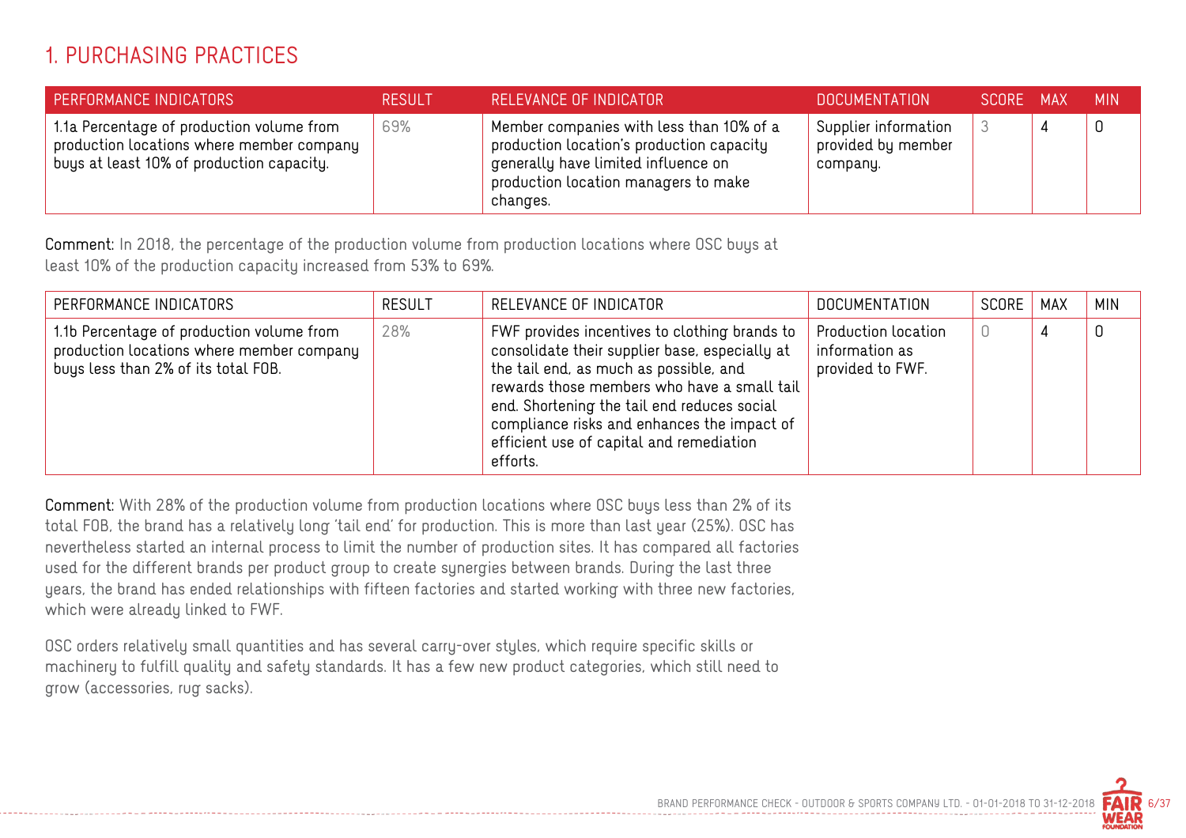# 1. PURCHASING PRACTICES

| PERFORMANCE INDICATORS | RESULT | RELEVANCE OF INDICATOR | DOCUMENTATION | SCORE | MAX | MIN |
|---|---|---|---|---|---|---|
| 1.1a Percentage of production volume from production locations where member company buys at least 10% of production capacity. | 69% | Member companies with less than 10% of a production location's production capacity generally have limited influence on production location managers to make changes. | Supplier information provided by member company. | 3 | 4 | 0 |

**Comment:** In 2018, the percentage of the production volume from production locations where OSC buys at least 10% of the production capacity increased from 53% to 69%.

| PERFORMANCE INDICATORS | RESULT | RELEVANCE OF INDICATOR | DOCUMENTATION | SCORE | MAX | MIN |
|---|---|---|---|---|---|---|
| 1.1b Percentage of production volume from production locations where member company buys less than 2% of its total FOB. | 28% | FWF provides incentives to clothing brands to consolidate their supplier base, especially at the tail end, as much as possible, and rewards those members who have a small tail end. Shortening the tail end reduces social compliance risks and enhances the impact of efficient use of capital and remediation efforts. | Production location information as provided to FWF. | 0 | 4 | 0 |

**Comment:** With 28% of the production volume from production locations where OSC buys less than 2% of its total FOB, the brand has a relatively long 'tail end' for production. This is more than last year (25%). OSC has nevertheless started an internal process to limit the number of production sites. It has compared all factories used for the different brands per product group to create synergies between brands. During the last three years, the brand has ended relationships with fifteen factories and started working with three new factories, which were already linked to FWF.

OSC orders relatively small quantities and has several carry-over styles, which require specific skills or machinery to fulfill quality and safety standards. It has a few new product categories, which still need to grow (accessories, rug sacks).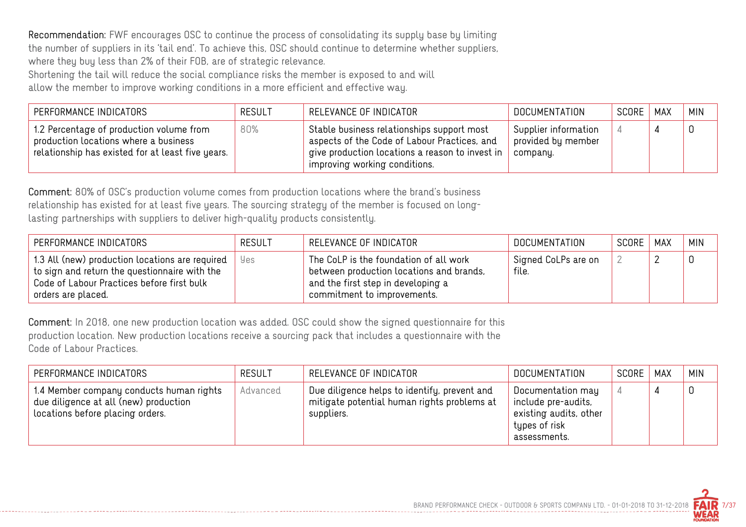**Recommendation:** FWF encourages OSC to continue the process of consolidating its supply base by limiting the number of suppliers in its 'tail end'. To achieve this, OSC should continue to determine whether suppliers, where they buy less than 2% of their FOB, are of strategic relevance.
Shortening the tail will reduce the social compliance risks the member is exposed to and will allow the member to improve working conditions in a more efficient and effective way.

| PERFORMANCE INDICATORS | RESULT | RELEVANCE OF INDICATOR | DOCUMENTATION | SCORE | MAX | MIN |
|---|---|---|---|---|---|---|
| 1.2 Percentage of production volume from production locations where a business relationship has existed for at least five years. | 80% | Stable business relationships support most aspects of the Code of Labour Practices, and give production locations a reason to invest in improving working conditions. | Supplier information provided by member company. | 4 | 4 | 0 |

**Comment:** 80% of OSC's production volume comes from production locations where the brand's business relationship has existed for at least five years. The sourcing strategy of the member is focused on long-lasting partnerships with suppliers to deliver high-quality products consistently.

| PERFORMANCE INDICATORS | RESULT | RELEVANCE OF INDICATOR | DOCUMENTATION | SCORE | MAX | MIN |
|---|---|---|---|---|---|---|
| 1.3 All (new) production locations are required to sign and return the questionnaire with the Code of Labour Practices before first bulk orders are placed. | Yes | The CoLP is the foundation of all work between production locations and brands, and the first step in developing a commitment to improvements. | Signed CoLPs are on file. | 2 | 2 | 0 |

**Comment:** In 2018, one new production location was added. OSC could show the signed questionnaire for this production location. New production locations receive a sourcing pack that includes a questionnaire with the Code of Labour Practices.

| PERFORMANCE INDICATORS | RESULT | RELEVANCE OF INDICATOR | DOCUMENTATION | SCORE | MAX | MIN |
|---|---|---|---|---|---|---|
| 1.4 Member company conducts human rights due diligence at all (new) production locations before placing orders. | Advanced | Due diligence helps to identify, prevent and mitigate potential human rights problems at suppliers. | Documentation may include pre-audits, existing audits, other types of risk assessments. | 4 | 4 | 0 |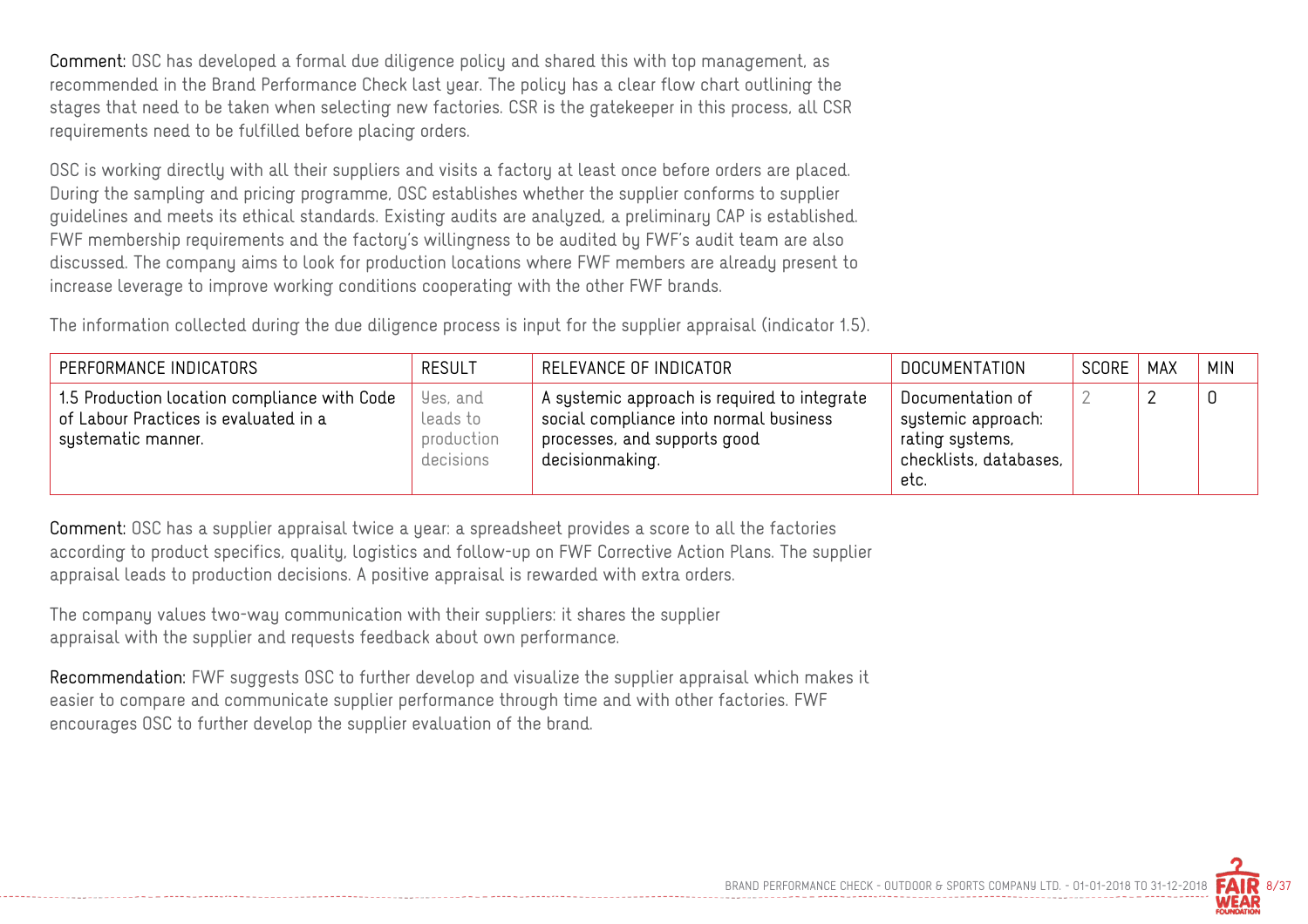**Comment:** OSC has developed a formal due diligence policy and shared this with top management, as recommended in the Brand Performance Check last year. The policy has a clear flow chart outlining the stages that need to be taken when selecting new factories. CSR is the gatekeeper in this process, all CSR requirements need to be fulfilled before placing orders.

OSC is working directly with all their suppliers and visits a factory at least once before orders are placed. During the sampling and pricing programme, OSC establishes whether the supplier conforms to supplier guidelines and meets its ethical standards. Existing audits are analyzed, a preliminary CAP is established. FWF membership requirements and the factory's willingness to be audited by FWF's audit team are also discussed. The company aims to look for production locations where FWF members are already present to increase leverage to improve working conditions cooperating with the other FWF brands.

The information collected during the due diligence process is input for the supplier appraisal (indicator 1.5).

| PERFORMANCE INDICATORS | RESULT | RELEVANCE OF INDICATOR | DOCUMENTATION | SCORE | MAX | MIN |
|---|---|---|---|---|---|---|
| 1.5 Production location compliance with Code of Labour Practices is evaluated in a systematic manner. | Yes, and leads to production decisions | A systemic approach is required to integrate social compliance into normal business processes, and supports good decisionmaking. | Documentation of systemic approach: rating systems, checklists, databases, etc. | 2 | 2 | 0 |

**Comment:** OSC has a supplier appraisal twice a year: a spreadsheet provides a score to all the factories according to product specifics, quality, logistics and follow-up on FWF Corrective Action Plans. The supplier appraisal leads to production decisions. A positive appraisal is rewarded with extra orders.

The company values two-way communication with their suppliers: it shares the supplier appraisal with the supplier and requests feedback about own performance.

**Recommendation:** FWF suggests OSC to further develop and visualize the supplier appraisal which makes it easier to compare and communicate supplier performance through time and with other factories. FWF encourages OSC to further develop the supplier evaluation of the brand.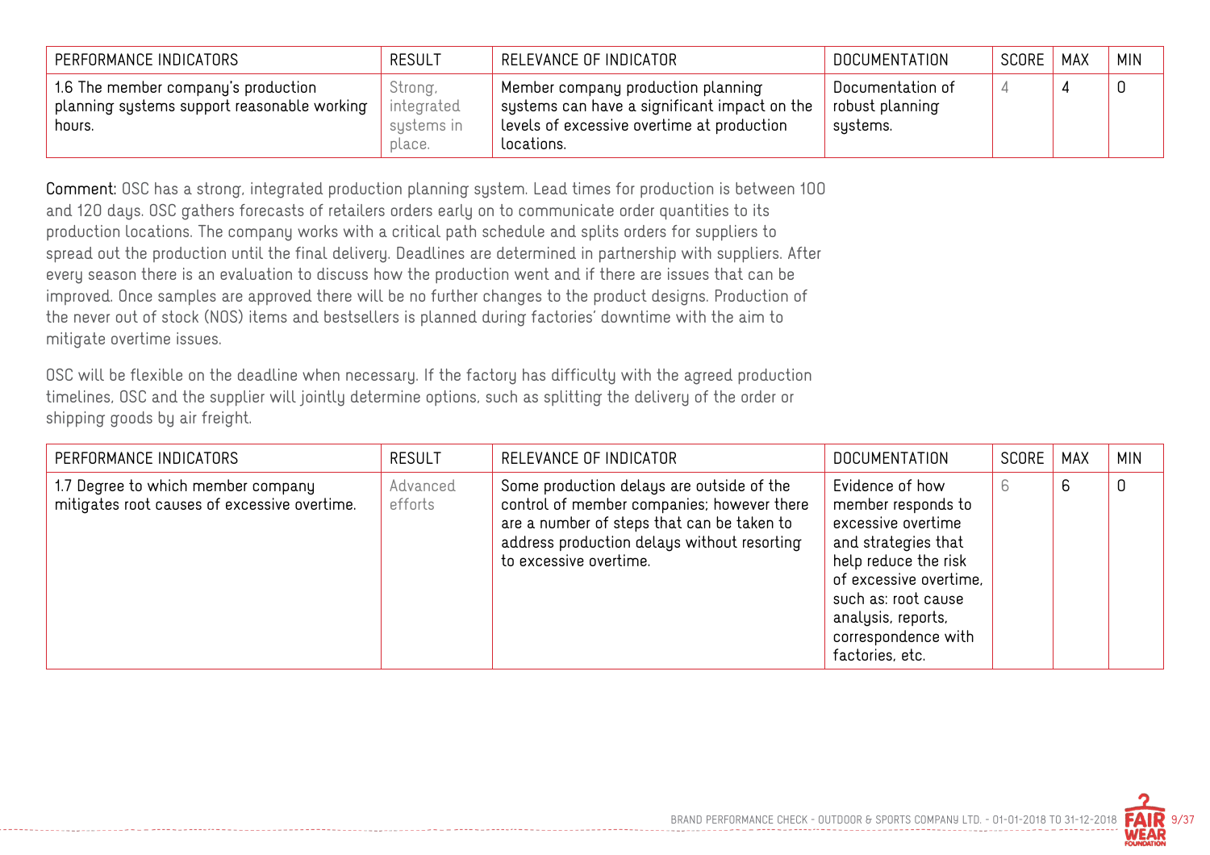| PERFORMANCE INDICATORS | RESULT | RELEVANCE OF INDICATOR | DOCUMENTATION | SCORE | MAX | MIN |
|---|---|---|---|---|---|---|
| 1.6 The member company's production planning systems support reasonable working hours. | Strong, integrated systems in place. | Member company production planning systems can have a significant impact on the levels of excessive overtime at production locations. | Documentation of robust planning systems. | 4 | 4 | 0 |

**Comment:** OSC has a strong, integrated production planning system. Lead times for production is between 100 and 120 days. OSC gathers forecasts of retailers orders early on to communicate order quantities to its production locations. The company works with a critical path schedule and splits orders for suppliers to spread out the production until the final delivery. Deadlines are determined in partnership with suppliers. After every season there is an evaluation to discuss how the production went and if there are issues that can be improved. Once samples are approved there will be no further changes to the product designs. Production of the never out of stock (NOS) items and bestsellers is planned during factories' downtime with the aim to mitigate overtime issues.

OSC will be flexible on the deadline when necessary. If the factory has difficulty with the agreed production timelines, OSC and the supplier will jointly determine options, such as splitting the delivery of the order or shipping goods by air freight.

| PERFORMANCE INDICATORS | RESULT | RELEVANCE OF INDICATOR | DOCUMENTATION | SCORE | MAX | MIN |
|---|---|---|---|---|---|---|
| 1.7 Degree to which member company mitigates root causes of excessive overtime. | Advanced efforts | Some production delays are outside of the control of member companies; however there are a number of steps that can be taken to address production delays without resorting to excessive overtime. | Evidence of how member responds to excessive overtime and strategies that help reduce the risk of excessive overtime, such as: root cause analysis, reports, correspondence with factories, etc. | 6 | 6 | 0 |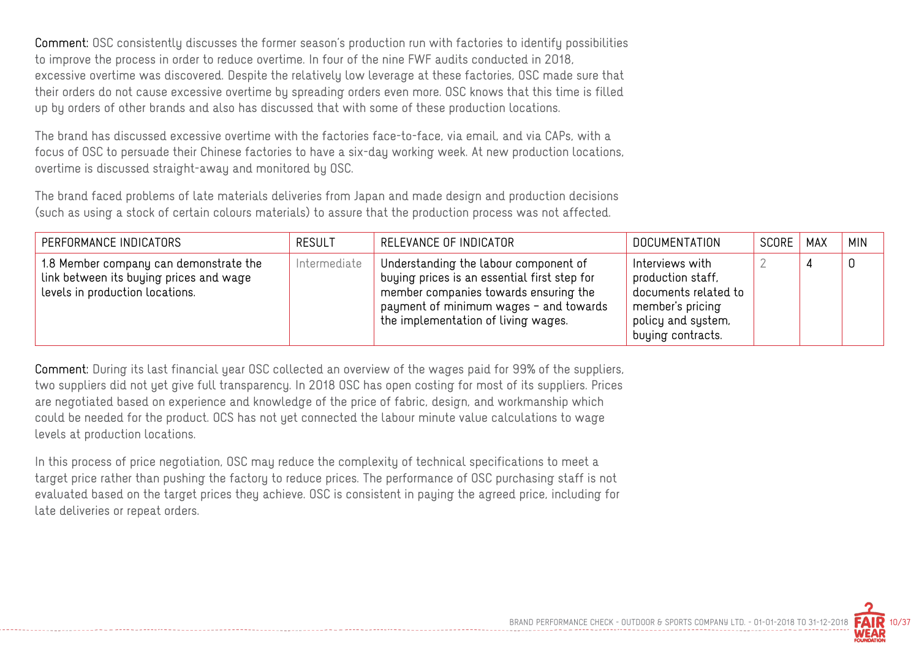**Comment:** OSC consistently discusses the former season's production run with factories to identify possibilities to improve the process in order to reduce overtime. In four of the nine FWF audits conducted in 2018, excessive overtime was discovered. Despite the relatively low leverage at these factories, OSC made sure that their orders do not cause excessive overtime by spreading orders even more. OSC knows that this time is filled up by orders of other brands and also has discussed that with some of these production locations.

The brand has discussed excessive overtime with the factories face-to-face, via email, and via CAPs, with a focus of OSC to persuade their Chinese factories to have a six-day working week. At new production locations, overtime is discussed straight-away and monitored by OSC.

The brand faced problems of late materials deliveries from Japan and made design and production decisions (such as using a stock of certain colours materials) to assure that the production process was not affected.

| PERFORMANCE INDICATORS | RESULT | RELEVANCE OF INDICATOR | DOCUMENTATION | SCORE | MAX | MIN |
|---|---|---|---|---|---|---|
| 1.8 Member company can demonstrate the link between its buying prices and wage levels in production locations. | Intermediate | Understanding the labour component of buying prices is an essential first step for member companies towards ensuring the payment of minimum wages - and towards the implementation of living wages. | Interviews with production staff, documents related to member's pricing policy and system, buying contracts. | 2 | 4 | 0 |

**Comment:** During its last financial year OSC collected an overview of the wages paid for 99% of the suppliers, two suppliers did not yet give full transparency. In 2018 OSC has open costing for most of its suppliers. Prices are negotiated based on experience and knowledge of the price of fabric, design, and workmanship which could be needed for the product. OCS has not yet connected the labour minute value calculations to wage levels at production locations.

In this process of price negotiation, OSC may reduce the complexity of technical specifications to meet a target price rather than pushing the factory to reduce prices. The performance of OSC purchasing staff is not evaluated based on the target prices they achieve. OSC is consistent in paying the agreed price, including for late deliveries or repeat orders.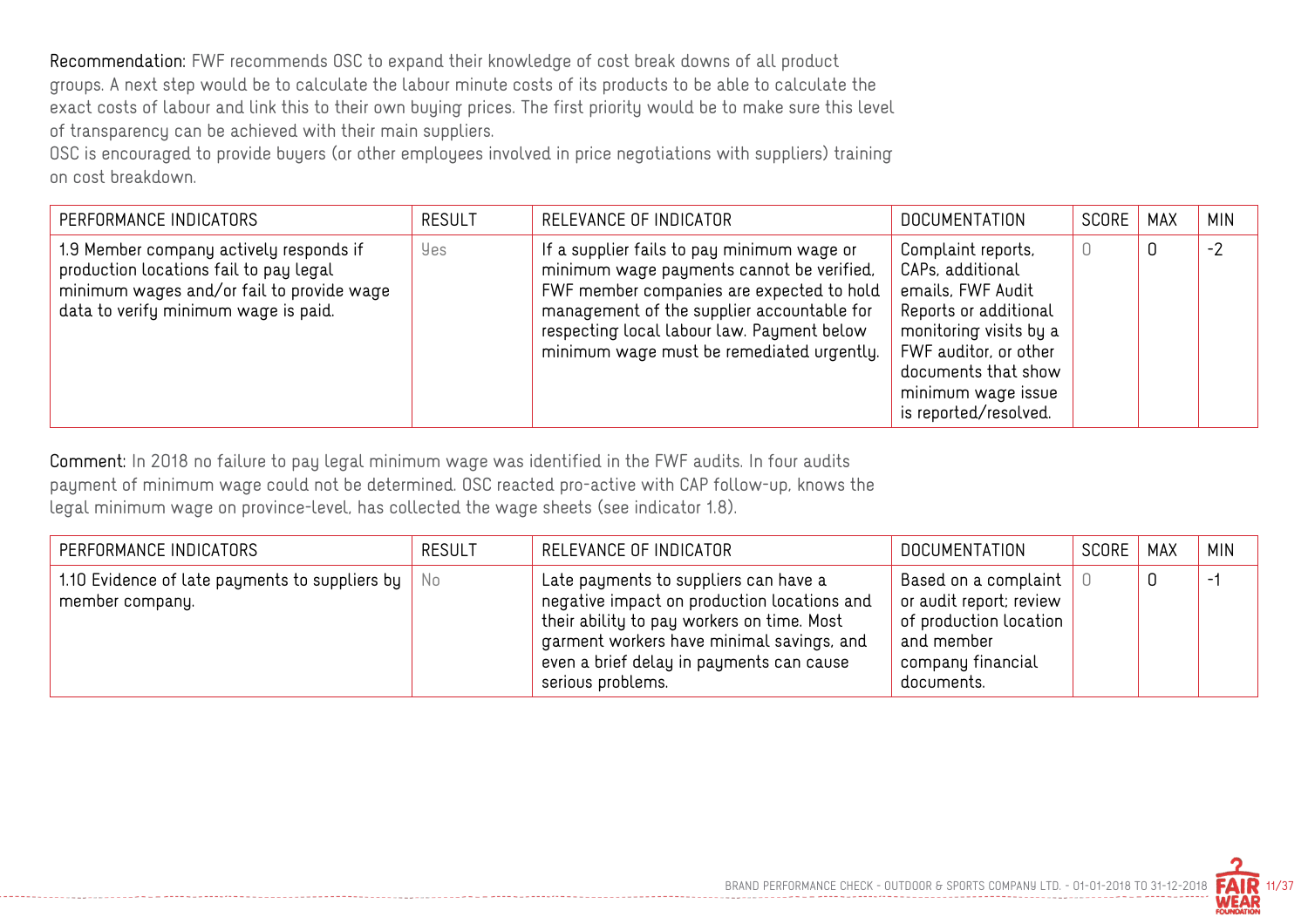**Recommendation:** FWF recommends OSC to expand their knowledge of cost break downs of all product groups. A next step would be to calculate the labour minute costs of its products to be able to calculate the exact costs of labour and link this to their own buying prices. The first priority would be to make sure this level of transparency can be achieved with their main suppliers.
OSC is encouraged to provide buyers (or other employees involved in price negotiations with suppliers) training on cost breakdown.

| PERFORMANCE INDICATORS | RESULT | RELEVANCE OF INDICATOR | DOCUMENTATION | SCORE | MAX | MIN |
|---|---|---|---|---|---|---|
| 1.9 Member company actively responds if production locations fail to pay legal minimum wages and/or fail to provide wage data to verify minimum wage is paid. | Yes | If a supplier fails to pay minimum wage or minimum wage payments cannot be verified, FWF member companies are expected to hold management of the supplier accountable for respecting local labour law. Payment below minimum wage must be remediated urgently. | Complaint reports, CAPs, additional emails, FWF Audit Reports or additional monitoring visits by a FWF auditor, or other documents that show minimum wage issue is reported/resolved. | 0 | 0 | -2 |

**Comment:** In 2018 no failure to pay legal minimum wage was identified in the FWF audits. In four audits payment of minimum wage could not be determined. OSC reacted pro-active with CAP follow-up, knows the legal minimum wage on province-level, has collected the wage sheets (see indicator 1.8).

| PERFORMANCE INDICATORS | RESULT | RELEVANCE OF INDICATOR | DOCUMENTATION | SCORE | MAX | MIN |
|---|---|---|---|---|---|---|
| 1.10 Evidence of late payments to suppliers by member company. | No | Late payments to suppliers can have a negative impact on production locations and their ability to pay workers on time. Most garment workers have minimal savings, and even a brief delay in payments can cause serious problems. | Based on a complaint or audit report; review of production location and member company financial documents. | 0 | 0 | -1 |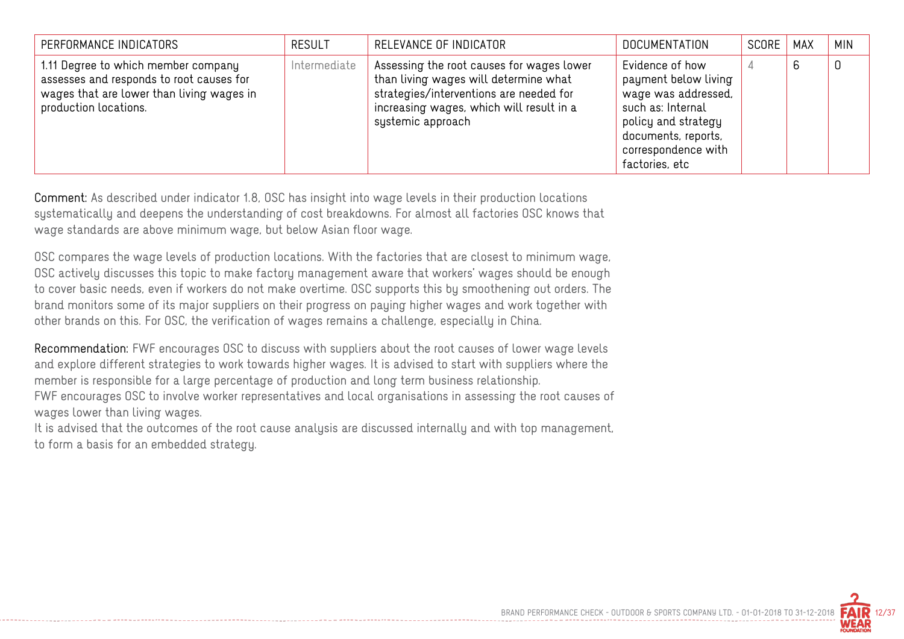| PERFORMANCE INDICATORS | RESULT | RELEVANCE OF INDICATOR | DOCUMENTATION | SCORE | MAX | MIN |
|---|---|---|---|---|---|---|
| 1.11 Degree to which member company assesses and responds to root causes for wages that are lower than living wages in production locations. | Intermediate | Assessing the root causes for wages lower than living wages will determine what strategies/interventions are needed for increasing wages, which will result in a systemic approach | Evidence of how payment below living wage was addressed, such as: Internal policy and strategy documents, reports, correspondence with factories, etc | 4 | 6 | 0 |

**Comment:** As described under indicator 1.8, OSC has insight into wage levels in their production locations systematically and deepens the understanding of cost breakdowns. For almost all factories OSC knows that wage standards are above minimum wage, but below Asian floor wage.

OSC compares the wage levels of production locations. With the factories that are closest to minimum wage, OSC actively discusses this topic to make factory management aware that workers' wages should be enough to cover basic needs, even if workers do not make overtime. OSC supports this by smoothening out orders. The brand monitors some of its major suppliers on their progress on paying higher wages and work together with other brands on this. For OSC, the verification of wages remains a challenge, especially in China.

**Recommendation:** FWF encourages OSC to discuss with suppliers about the root causes of lower wage levels and explore different strategies to work towards higher wages. It is advised to start with suppliers where the member is responsible for a large percentage of production and long term business relationship.
FWF encourages OSC to involve worker representatives and local organisations in assessing the root causes of wages lower than living wages.
It is advised that the outcomes of the root cause analysis are discussed internally and with top management, to form a basis for an embedded strategy.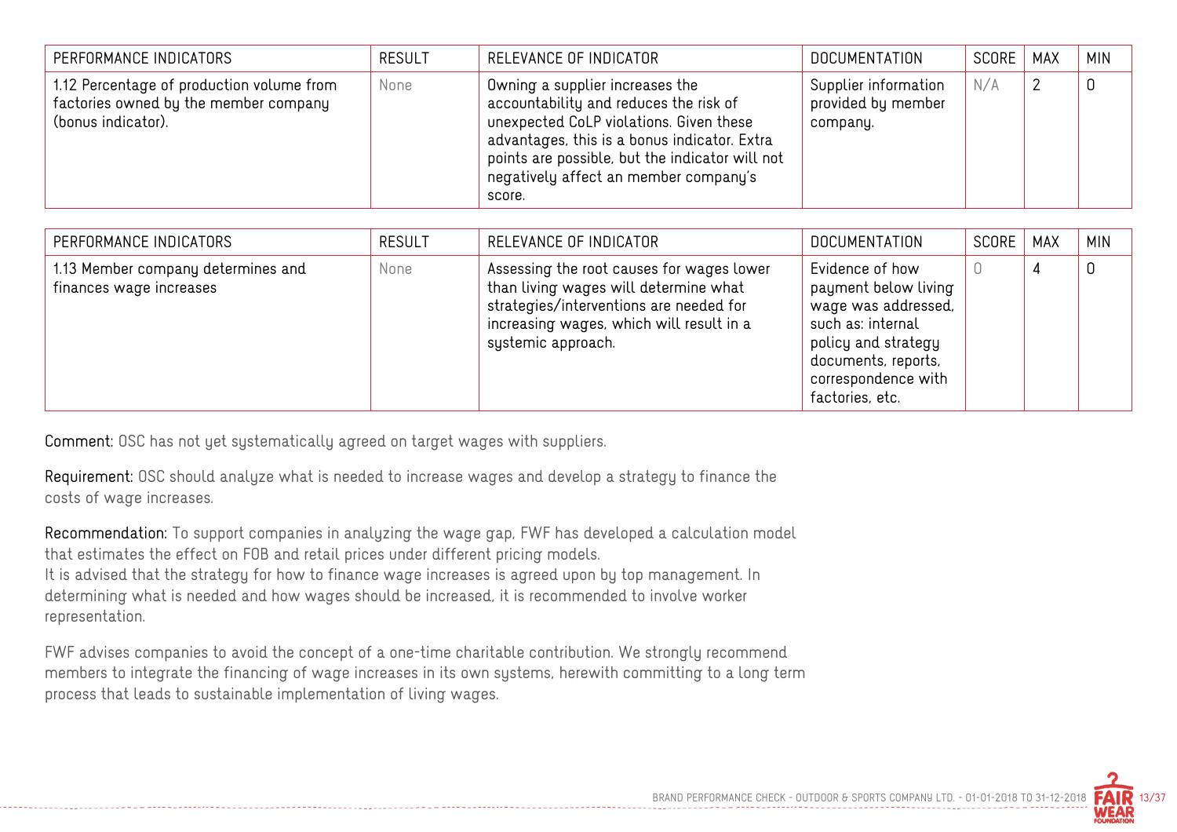| PERFORMANCE INDICATORS | RESULT | RELEVANCE OF INDICATOR | DOCUMENTATION | SCORE | MAX | MIN |
|---|---|---|---|---|---|---|
| 1.12 Percentage of production volume from factories owned by the member company (bonus indicator). | None | Owning a supplier increases the accountability and reduces the risk of unexpected CoLP violations. Given these advantages, this is a bonus indicator. Extra points are possible, but the indicator will not negatively affect an member company's score. | Supplier information provided by member company. | N/A | 2 | 0 |

| PERFORMANCE INDICATORS | RESULT | RELEVANCE OF INDICATOR | DOCUMENTATION | SCORE | MAX | MIN |
|---|---|---|---|---|---|---|
| 1.13 Member company determines and finances wage increases | None | Assessing the root causes for wages lower than living wages will determine what strategies/interventions are needed for increasing wages, which will result in a systemic approach. | Evidence of how payment below living wage was addressed, such as: internal policy and strategy documents, reports, correspondence with factories, etc. | 0 | 4 | 0 |

**Comment:** OSC has not yet systematically agreed on target wages with suppliers.

**Requirement:** OSC should analyze what is needed to increase wages and develop a strategy to finance the costs of wage increases.

**Recommendation:** To support companies in analyzing the wage gap, FWF has developed a calculation model that estimates the effect on FOB and retail prices under different pricing models.
It is advised that the strategy for how to finance wage increases is agreed upon by top management. In determining what is needed and how wages should be increased, it is recommended to involve worker representation.

FWF advises companies to avoid the concept of a one-time charitable contribution. We strongly recommend members to integrate the financing of wage increases in its own systems, herewith committing to a long term process that leads to sustainable implementation of living wages.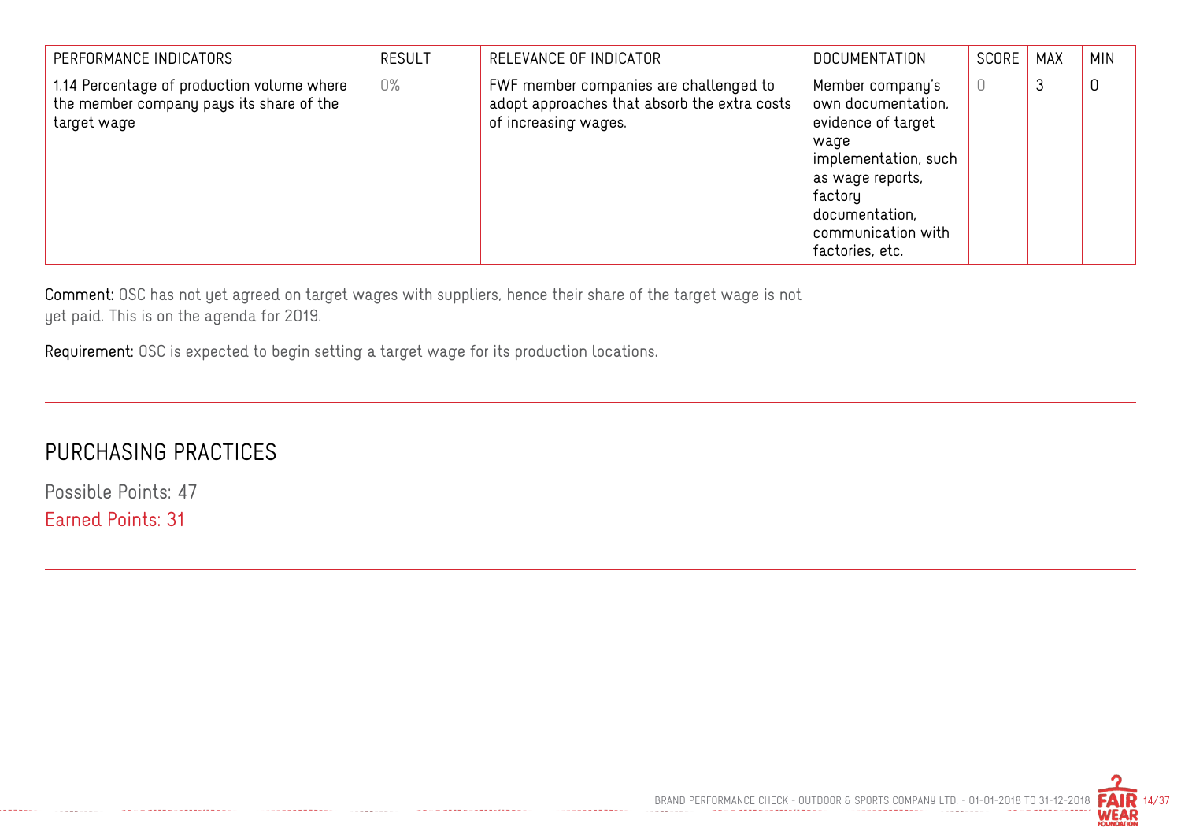| PERFORMANCE INDICATORS | RESULT | RELEVANCE OF INDICATOR | DOCUMENTATION | SCORE | MAX | MIN |
|---|---|---|---|---|---|---|
| 1.14 Percentage of production volume where the member company pays its share of the target wage | 0% | FWF member companies are challenged to adopt approaches that absorb the extra costs of increasing wages. | Member company's own documentation, evidence of target wage implementation, such as wage reports, factory documentation, communication with factories, etc. | 0 | 3 | 0 |

**Comment:** OSC has not yet agreed on target wages with suppliers, hence their share of the target wage is not yet paid. This is on the agenda for 2019.

**Requirement:** OSC is expected to begin setting a target wage for its production locations.

## PURCHASING PRACTICES

Possible Points: 47

Earned Points: 31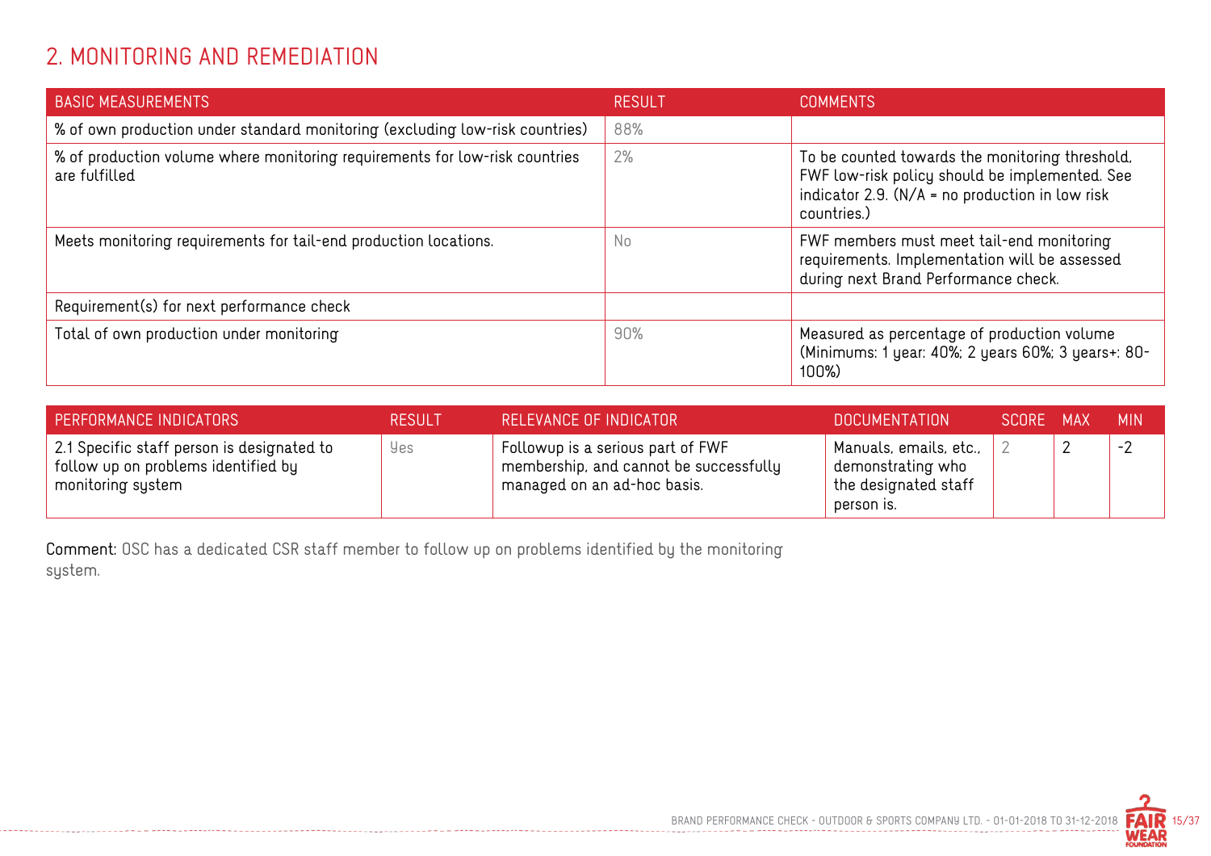## 2. MONITORING AND REMEDIATION

| BASIC MEASUREMENTS | RESULT | COMMENTS |
| --- | --- | --- |
| % of own production under standard monitoring (excluding low-risk countries) | 88% | |
| % of production volume where monitoring requirements for low-risk countries are fulfilled | 2% | To be counted towards the monitoring threshold, FWF low-risk policy should be implemented. See indicator 2.9. (N/A = no production in low risk countries.) |
| Meets monitoring requirements for tail-end production locations. | No | FWF members must meet tail-end monitoring requirements. Implementation will be assessed during next Brand Performance check. |
| Requirement(s) for next performance check | | |
| Total of own production under monitoring | 90% | Measured as percentage of production volume (Minimums: 1 year: 40%; 2 years 60%; 3 years+: 80-100%) |

| PERFORMANCE INDICATORS | RESULT | RELEVANCE OF INDICATOR | DOCUMENTATION | SCORE | MAX | MIN |
| --- | --- | --- | --- | --- | --- | --- |
| 2.1 Specific staff person is designated to follow up on problems identified by monitoring system | Yes | Followup is a serious part of FWF membership, and cannot be successfully managed on an ad-hoc basis. | Manuals, emails, etc., demonstrating who the designated staff person is. | 2 | 2 | -2 |

**Comment:** OSC has a dedicated CSR staff member to follow up on problems identified by the monitoring system.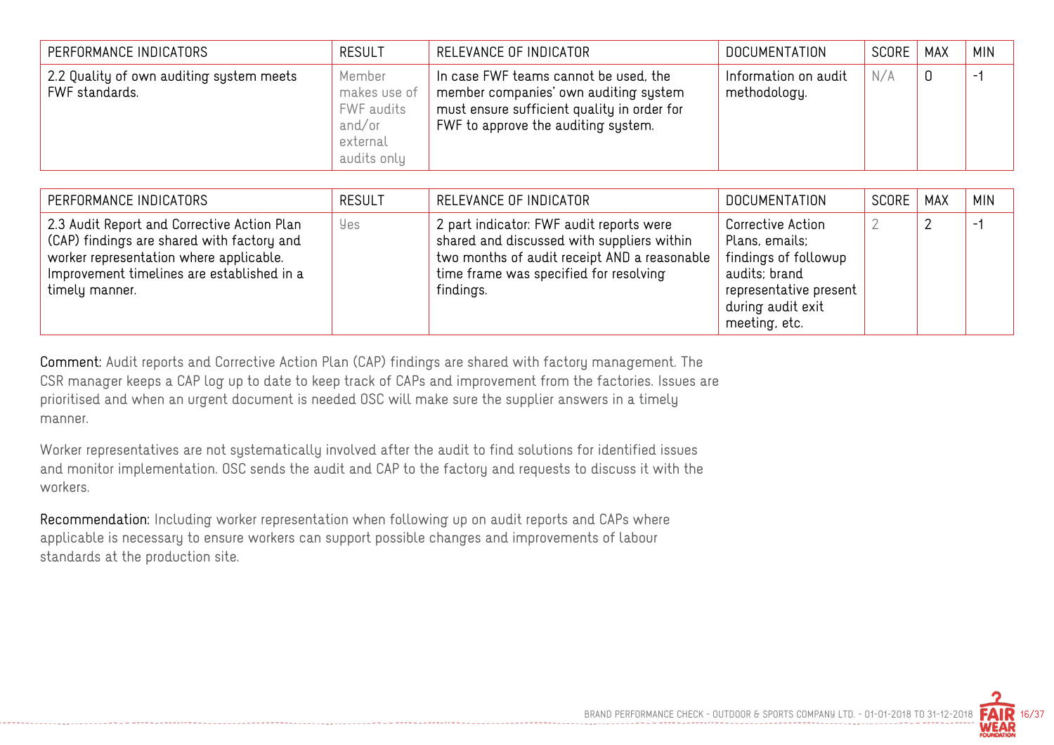| PERFORMANCE INDICATORS | RESULT | RELEVANCE OF INDICATOR | DOCUMENTATION | SCORE | MAX | MIN |
|---|---|---|---|---|---|---|
| 2.2 Quality of own auditing system meets FWF standards. | Member makes use of FWF audits and/or external audits only | In case FWF teams cannot be used, the member companies' own auditing system must ensure sufficient quality in order for FWF to approve the auditing system. | Information on audit methodology. | N/A | 0 | -1 |

| PERFORMANCE INDICATORS | RESULT | RELEVANCE OF INDICATOR | DOCUMENTATION | SCORE | MAX | MIN |
|---|---|---|---|---|---|---|
| 2.3 Audit Report and Corrective Action Plan (CAP) findings are shared with factory and worker representation where applicable. Improvement timelines are established in a timely manner. | Yes | 2 part indicator: FWF audit reports were shared and discussed with suppliers within two months of audit receipt AND a reasonable time frame was specified for resolving findings. | Corrective Action Plans, emails; findings of followup audits; brand representative present during audit exit meeting, etc. | 2 | 2 | -1 |

**Comment:** Audit reports and Corrective Action Plan (CAP) findings are shared with factory management. The CSR manager keeps a CAP log up to date to keep track of CAPs and improvement from the factories. Issues are prioritised and when an urgent document is needed OSC will make sure the supplier answers in a timely manner.

Worker representatives are not systematically involved after the audit to find solutions for identified issues and monitor implementation. OSC sends the audit and CAP to the factory and requests to discuss it with the workers.

**Recommendation:** Including worker representation when following up on audit reports and CAPs where applicable is necessary to ensure workers can support possible changes and improvements of labour standards at the production site.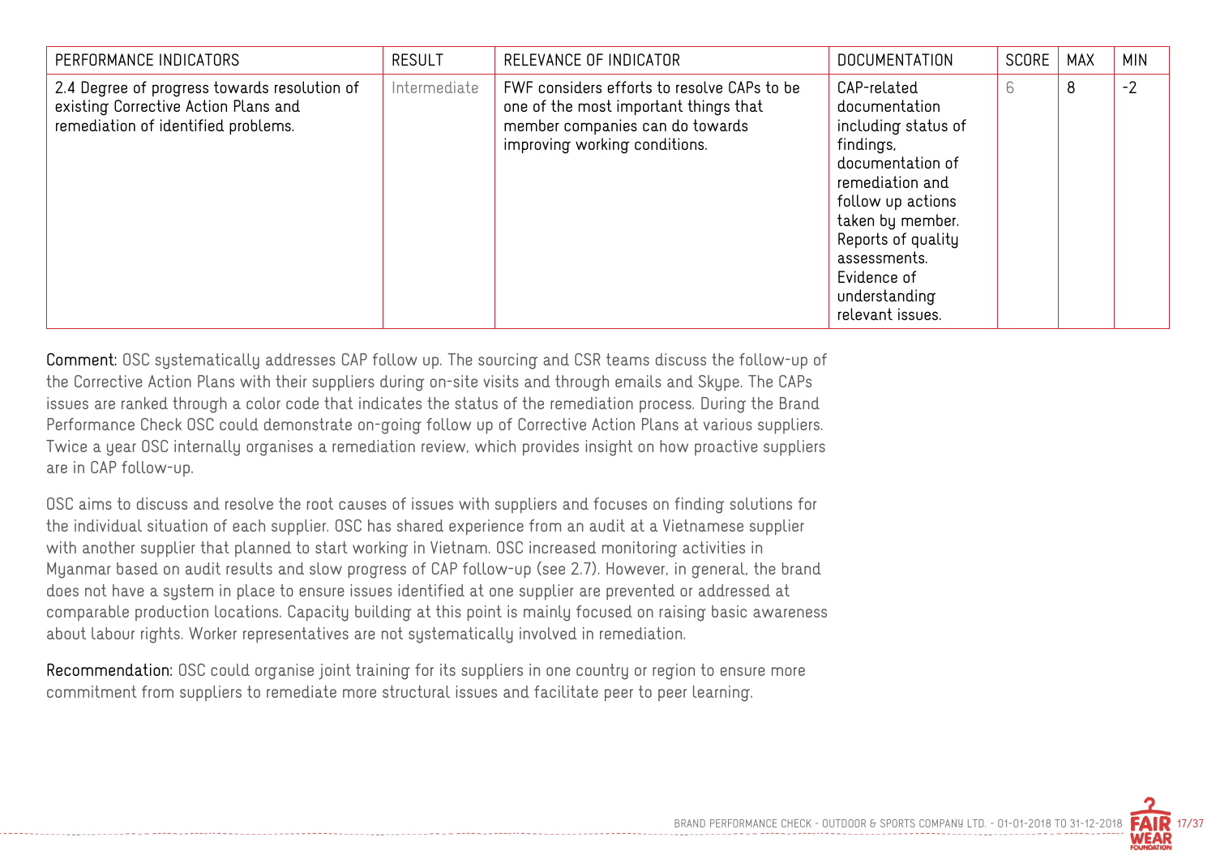| PERFORMANCE INDICATORS | RESULT | RELEVANCE OF INDICATOR | DOCUMENTATION | SCORE | MAX | MIN |
|---|---|---|---|---|---|---|
| 2.4 Degree of progress towards resolution of existing Corrective Action Plans and remediation of identified problems. | Intermediate | FWF considers efforts to resolve CAPs to be one of the most important things that member companies can do towards improving working conditions. | CAP-related documentation including status of findings, documentation of remediation and follow up actions taken by member. Reports of quality assessments. Evidence of understanding relevant issues. | 6 | 8 | -2 |

**Comment:** OSC systematically addresses CAP follow up. The sourcing and CSR teams discuss the follow-up of the Corrective Action Plans with their suppliers during on-site visits and through emails and Skype. The CAPs issues are ranked through a color code that indicates the status of the remediation process. During the Brand Performance Check OSC could demonstrate on-going follow up of Corrective Action Plans at various suppliers. Twice a year OSC internally organises a remediation review, which provides insight on how proactive suppliers are in CAP follow-up.

OSC aims to discuss and resolve the root causes of issues with suppliers and focuses on finding solutions for the individual situation of each supplier. OSC has shared experience from an audit at a Vietnamese supplier with another supplier that planned to start working in Vietnam. OSC increased monitoring activities in Myanmar based on audit results and slow progress of CAP follow-up (see 2.7). However, in general, the brand does not have a system in place to ensure issues identified at one supplier are prevented or addressed at comparable production locations. Capacity building at this point is mainly focused on raising basic awareness about labour rights. Worker representatives are not systematically involved in remediation.

**Recommendation:** OSC could organise joint training for its suppliers in one country or region to ensure more commitment from suppliers to remediate more structural issues and facilitate peer to peer learning.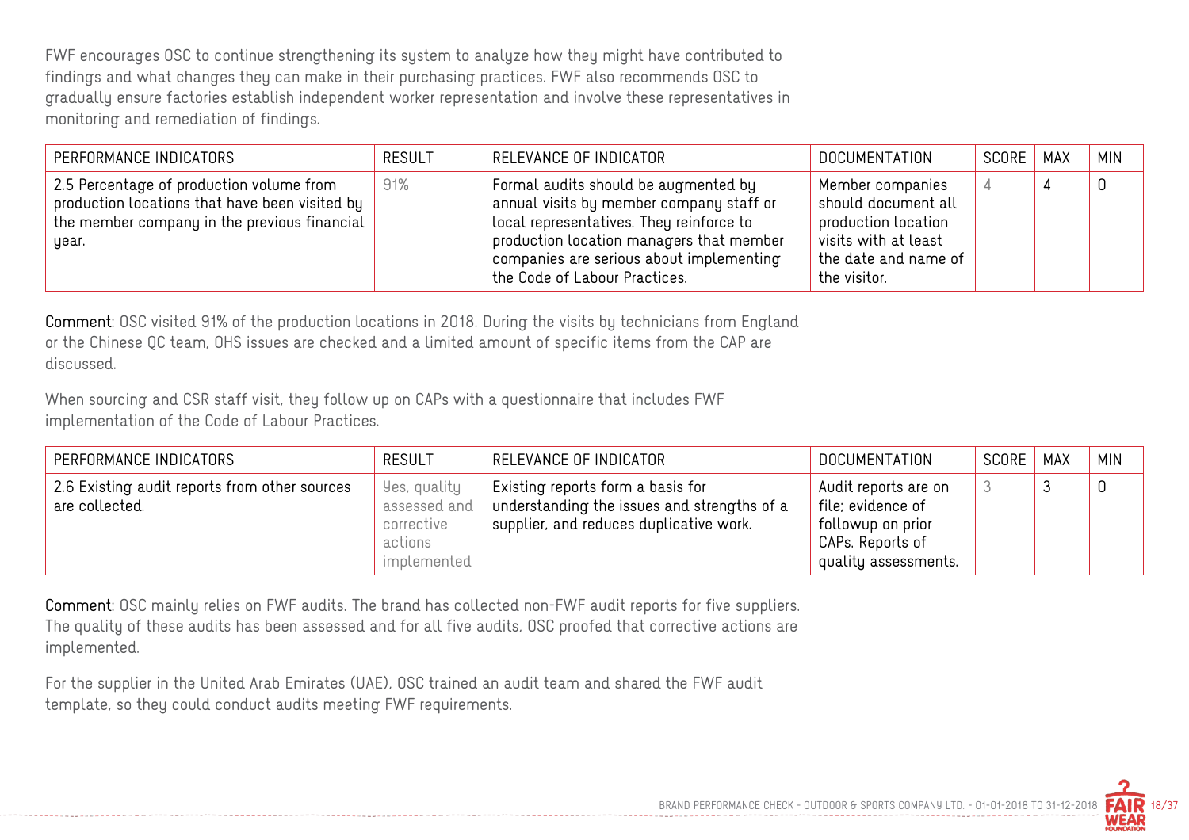FWF encourages OSC to continue strengthening its system to analyze how they might have contributed to findings and what changes they can make in their purchasing practices. FWF also recommends OSC to gradually ensure factories establish independent worker representation and involve these representatives in monitoring and remediation of findings.

| PERFORMANCE INDICATORS | RESULT | RELEVANCE OF INDICATOR | DOCUMENTATION | SCORE | MAX | MIN |
|---|---|---|---|---|---|---|
| 2.5 Percentage of production volume from production locations that have been visited by the member company in the previous financial year. | 91% | Formal audits should be augmented by annual visits by member company staff or local representatives. They reinforce to production location managers that member companies are serious about implementing the Code of Labour Practices. | Member companies should document all production location visits with at least the date and name of the visitor. | 4 | 4 | 0 |

**Comment:** OSC visited 91% of the production locations in 2018. During the visits by technicians from England or the Chinese QC team, OHS issues are checked and a limited amount of specific items from the CAP are discussed.

When sourcing and CSR staff visit, they follow up on CAPs with a questionnaire that includes FWF implementation of the Code of Labour Practices.

| PERFORMANCE INDICATORS | RESULT | RELEVANCE OF INDICATOR | DOCUMENTATION | SCORE | MAX | MIN |
|---|---|---|---|---|---|---|
| 2.6 Existing audit reports from other sources are collected. | Yes, quality assessed and corrective actions implemented | Existing reports form a basis for understanding the issues and strengths of a supplier, and reduces duplicative work. | Audit reports are on file; evidence of followup on prior CAPs. Reports of quality assessments. | 3 | 3 | 0 |

**Comment:** OSC mainly relies on FWF audits. The brand has collected non-FWF audit reports for five suppliers. The quality of these audits has been assessed and for all five audits, OSC proofed that corrective actions are implemented.

For the supplier in the United Arab Emirates (UAE), OSC trained an audit team and shared the FWF audit template, so they could conduct audits meeting FWF requirements.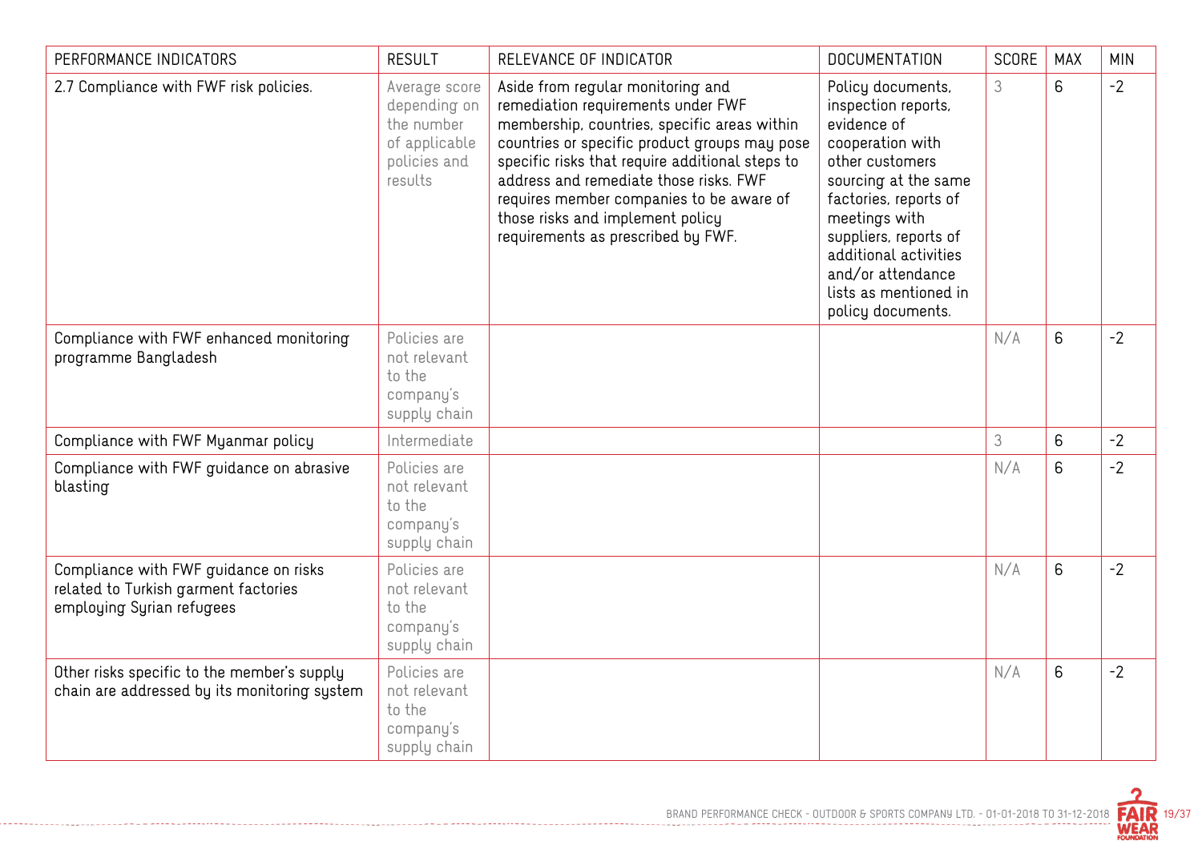| PERFORMANCE INDICATORS | RESULT | RELEVANCE OF INDICATOR | DOCUMENTATION | SCORE | MAX | MIN |
|---|---|---|---|---|---|---|
| 2.7 Compliance with FWF risk policies. | Average score depending on the number of applicable policies and results | Aside from regular monitoring and remediation requirements under FWF membership, countries, specific areas within countries or specific product groups may pose specific risks that require additional steps to address and remediate those risks. FWF requires member companies to be aware of those risks and implement policy requirements as prescribed by FWF. | Policy documents, inspection reports, evidence of cooperation with other customers sourcing at the same factories, reports of meetings with suppliers, reports of additional activities and/or attendance lists as mentioned in policy documents. | 3 | 6 | -2 |
| Compliance with FWF enhanced monitoring programme Bangladesh | Policies are not relevant to the company's supply chain | | | N/A | 6 | -2 |
| Compliance with FWF Myanmar policy | Intermediate | | | 3 | 6 | -2 |
| Compliance with FWF guidance on abrasive blasting | Policies are not relevant to the company's supply chain | | | N/A | 6 | -2 |
| Compliance with FWF guidance on risks related to Turkish garment factories employing Syrian refugees | Policies are not relevant to the company's supply chain | | | N/A | 6 | -2 |
| Other risks specific to the member's supply chain are addressed by its monitoring system | Policies are not relevant to the company's supply chain | | | N/A | 6 | -2 |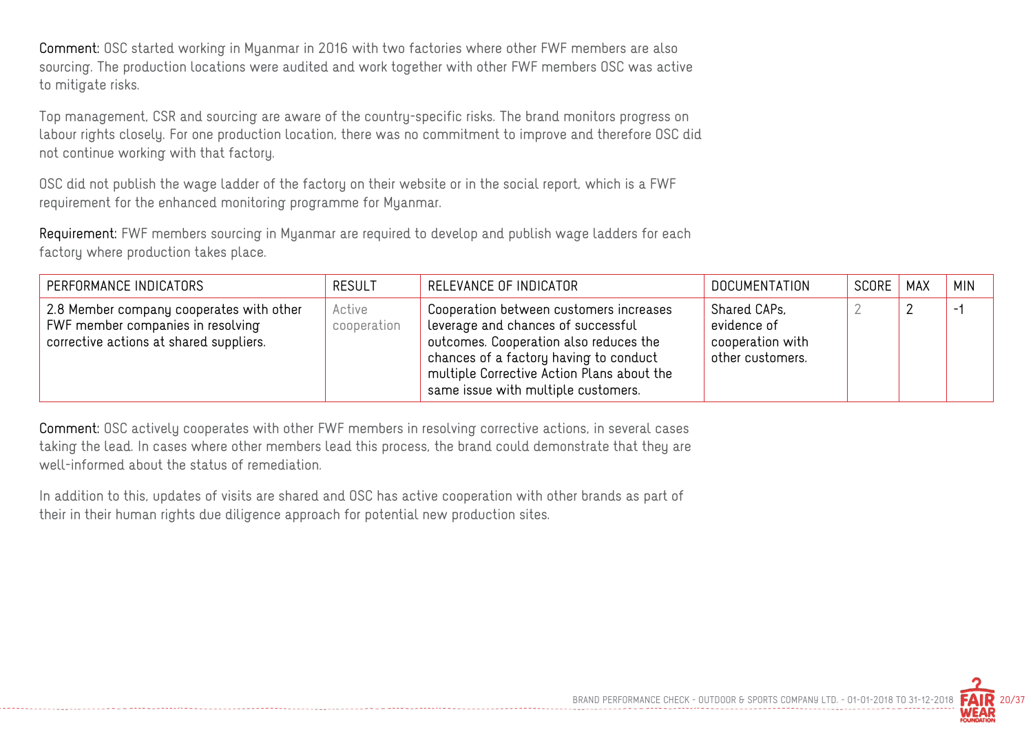**Comment:** OSC started working in Myanmar in 2016 with two factories where other FWF members are also sourcing. The production locations were audited and work together with other FWF members OSC was active to mitigate risks.

Top management, CSR and sourcing are aware of the country-specific risks. The brand monitors progress on labour rights closely. For one production location, there was no commitment to improve and therefore OSC did not continue working with that factory.

OSC did not publish the wage ladder of the factory on their website or in the social report, which is a FWF requirement for the enhanced monitoring programme for Myanmar.

**Requirement:** FWF members sourcing in Myanmar are required to develop and publish wage ladders for each factory where production takes place.

| PERFORMANCE INDICATORS | RESULT | RELEVANCE OF INDICATOR | DOCUMENTATION | SCORE | MAX | MIN |
|---|---|---|---|---|---|---|
| 2.8 Member company cooperates with other FWF member companies in resolving corrective actions at shared suppliers. | Active cooperation | Cooperation between customers increases leverage and chances of successful outcomes. Cooperation also reduces the chances of a factory having to conduct multiple Corrective Action Plans about the same issue with multiple customers. | Shared CAPs, evidence of cooperation with other customers. | 2 | 2 | -1 |

**Comment:** OSC actively cooperates with other FWF members in resolving corrective actions, in several cases taking the lead. In cases where other members lead this process, the brand could demonstrate that they are well-informed about the status of remediation.

In addition to this, updates of visits are shared and OSC has active cooperation with other brands as part of their in their human rights due diligence approach for potential new production sites.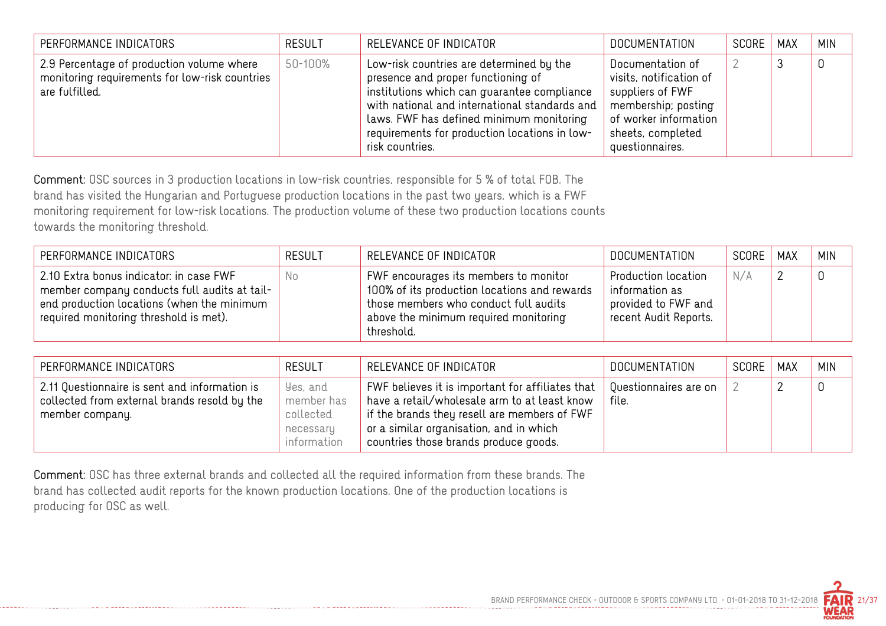| PERFORMANCE INDICATORS | RESULT | RELEVANCE OF INDICATOR | DOCUMENTATION | SCORE | MAX | MIN |
|---|---|---|---|---|---|---|
| 2.9 Percentage of production volume where monitoring requirements for low-risk countries are fulfilled. | 50-100% | Low-risk countries are determined by the presence and proper functioning of institutions which can guarantee compliance with national and international standards and laws. FWF has defined minimum monitoring requirements for production locations in low-risk countries. | Documentation of visits, notification of suppliers of FWF membership; posting of worker information sheets, completed questionnaires. | 2 | 3 | 0 |

**Comment:** OSC sources in 3 production locations in low-risk countries, responsible for 5 % of total FOB. The brand has visited the Hungarian and Portuguese production locations in the past two years, which is a FWF monitoring requirement for low-risk locations. The production volume of these two production locations counts towards the monitoring threshold.

| PERFORMANCE INDICATORS | RESULT | RELEVANCE OF INDICATOR | DOCUMENTATION | SCORE | MAX | MIN |
|---|---|---|---|---|---|---|
| 2.10 Extra bonus indicator: in case FWF member company conducts full audits at tail-end production locations (when the minimum required monitoring threshold is met). | No | FWF encourages its members to monitor 100% of its production locations and rewards those members who conduct full audits above the minimum required monitoring threshold. | Production location information as provided to FWF and recent Audit Reports. | N/A | 2 | 0 |

| PERFORMANCE INDICATORS | RESULT | RELEVANCE OF INDICATOR | DOCUMENTATION | SCORE | MAX | MIN |
|---|---|---|---|---|---|---|
| 2.11 Questionnaire is sent and information is collected from external brands resold by the member company. | Yes, and member has collected necessary information | FWF believes it is important for affiliates that have a retail/wholesale arm to at least know if the brands they resell are members of FWF or a similar organisation, and in which countries those brands produce goods. | Questionnaires are on file. | 2 | 2 | 0 |

**Comment:** OSC has three external brands and collected all the required information from these brands. The brand has collected audit reports for the known production locations. One of the production locations is producing for OSC as well.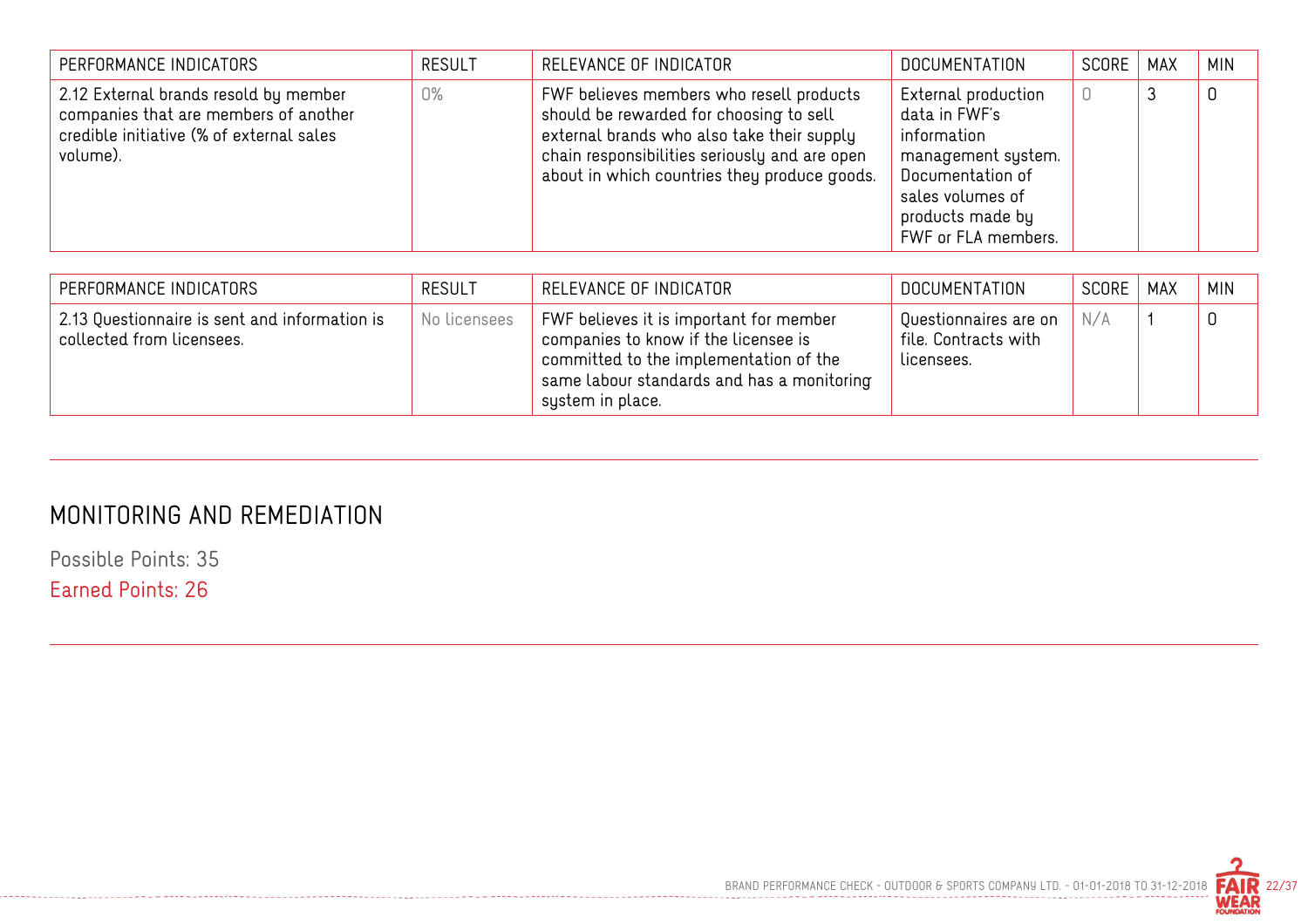| PERFORMANCE INDICATORS | RESULT | RELEVANCE OF INDICATOR | DOCUMENTATION | SCORE | MAX | MIN |
|---|---|---|---|---|---|---|
| 2.12 External brands resold by member companies that are members of another credible initiative (% of external sales volume). | 0% | FWF believes members who resell products should be rewarded for choosing to sell external brands who also take their supply chain responsibilities seriously and are open about in which countries they produce goods. | External production data in FWF's information management system. Documentation of sales volumes of products made by FWF or FLA members. | 0 | 3 | 0 |

| PERFORMANCE INDICATORS | RESULT | RELEVANCE OF INDICATOR | DOCUMENTATION | SCORE | MAX | MIN |
|---|---|---|---|---|---|---|
| 2.13 Questionnaire is sent and information is collected from licensees. | No licensees | FWF believes it is important for member companies to know if the licensee is committed to the implementation of the same labour standards and has a monitoring system in place. | Questionnaires are on file. Contracts with licensees. | N/A | 1 | 0 |

## MONITORING AND REMEDIATION

Possible Points: 35

Earned Points: 26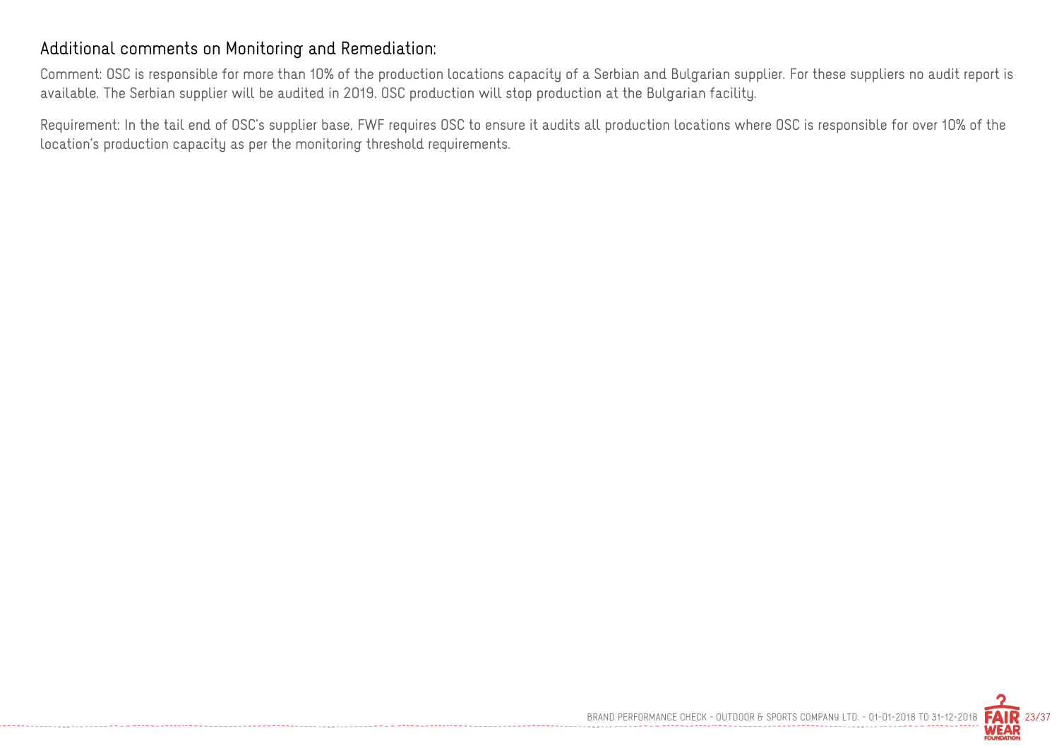## Additional comments on Monitoring and Remediation:

Comment: OSC is responsible for more than 10% of the production locations capacity of a Serbian and Bulgarian supplier. For these suppliers no audit report is available. The Serbian supplier will be audited in 2019. OSC production will stop production at the Bulgarian facility.

Requirement: In the tail end of OSC's supplier base, FWF requires OSC to ensure it audits all production locations where OSC is responsible for over 10% of the location's production capacity as per the monitoring threshold requirements.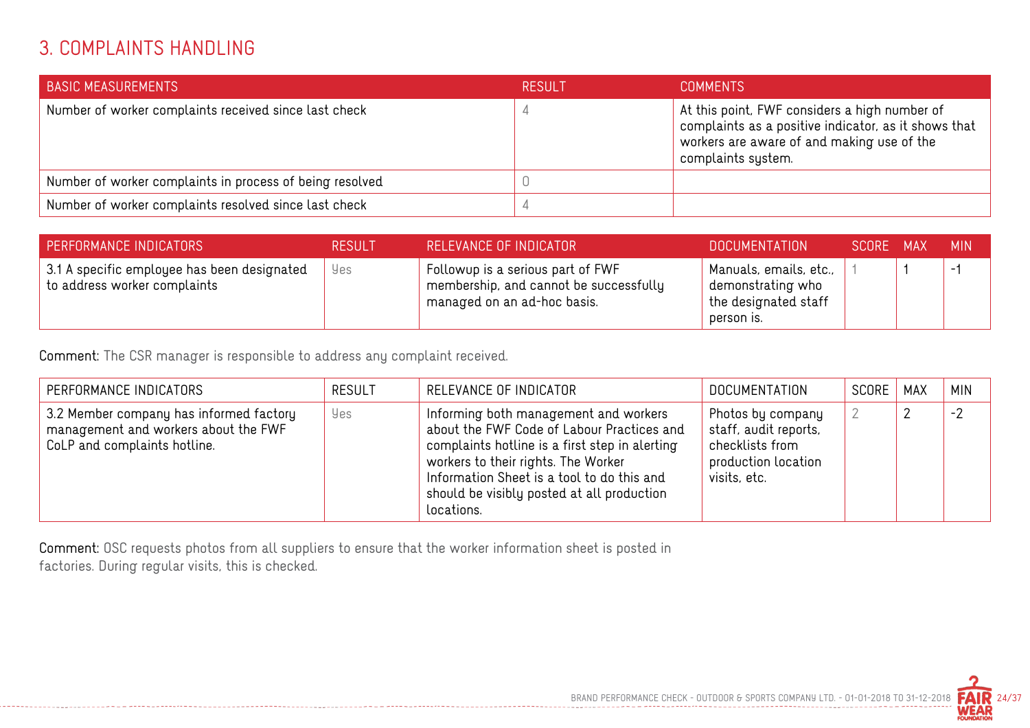## 3. COMPLAINTS HANDLING

| BASIC MEASUREMENTS | RESULT | COMMENTS |
|---|---|---|
| Number of worker complaints received since last check | 4 | At this point, FWF considers a high number of complaints as a positive indicator, as it shows that workers are aware of and making use of the complaints system. |
| Number of worker complaints in process of being resolved | 0 | |
| Number of worker complaints resolved since last check | 4 | |

| PERFORMANCE INDICATORS | RESULT | RELEVANCE OF INDICATOR | DOCUMENTATION | SCORE | MAX | MIN |
|---|---|---|---|---|---|---|
| 3.1 A specific employee has been designated to address worker complaints | Yes | Followup is a serious part of FWF membership, and cannot be successfully managed on an ad-hoc basis. | Manuals, emails, etc., demonstrating who the designated staff person is. | 1 | 1 | -1 |

**Comment:** The CSR manager is responsible to address any complaint received.

| PERFORMANCE INDICATORS | RESULT | RELEVANCE OF INDICATOR | DOCUMENTATION | SCORE | MAX | MIN |
|---|---|---|---|---|---|---|
| 3.2 Member company has informed factory management and workers about the FWF CoLP and complaints hotline. | Yes | Informing both management and workers about the FWF Code of Labour Practices and complaints hotline is a first step in alerting workers to their rights. The Worker Information Sheet is a tool to do this and should be visibly posted at all production locations. | Photos by company staff, audit reports, checklists from production location visits, etc. | 2 | 2 | -2 |

**Comment:** OSC requests photos from all suppliers to ensure that the worker information sheet is posted in factories. During regular visits, this is checked.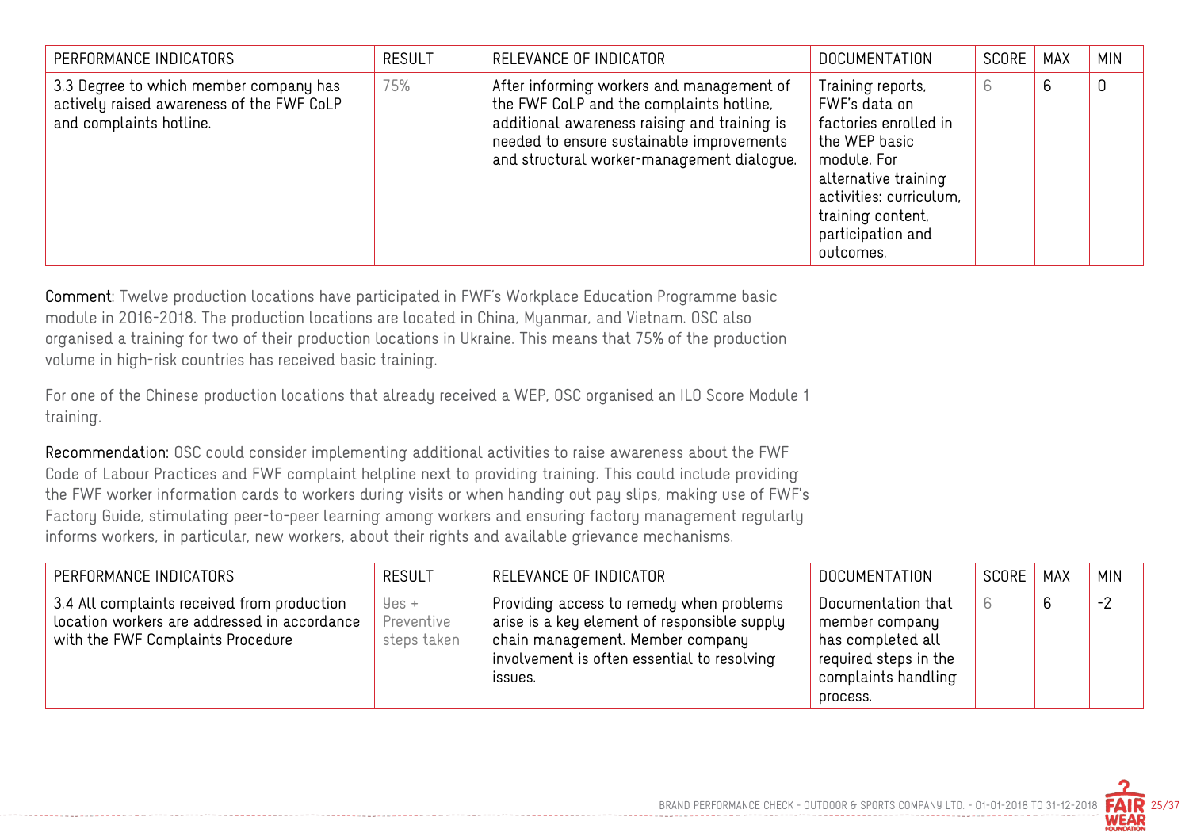| PERFORMANCE INDICATORS | RESULT | RELEVANCE OF INDICATOR | DOCUMENTATION | SCORE | MAX | MIN |
|---|---|---|---|---|---|---|
| 3.3 Degree to which member company has actively raised awareness of the FWF CoLP and complaints hotline. | 75% | After informing workers and management of the FWF CoLP and the complaints hotline, additional awareness raising and training is needed to ensure sustainable improvements and structural worker-management dialogue. | Training reports, FWF's data on factories enrolled in the WEP basic module. For alternative training activities: curriculum, training content, participation and outcomes. | 6 | 6 | 0 |

**Comment:** Twelve production locations have participated in FWF's Workplace Education Programme basic module in 2016-2018. The production locations are located in China, Myanmar, and Vietnam. OSC also organised a training for two of their production locations in Ukraine. This means that 75% of the production volume in high-risk countries has received basic training.

For one of the Chinese production locations that already received a WEP, OSC organised an ILO Score Module 1 training.

**Recommendation:** OSC could consider implementing additional activities to raise awareness about the FWF Code of Labour Practices and FWF complaint helpline next to providing training. This could include providing the FWF worker information cards to workers during visits or when handing out pay slips, making use of FWF's Factory Guide, stimulating peer-to-peer learning among workers and ensuring factory management regularly informs workers, in particular, new workers, about their rights and available grievance mechanisms.

| PERFORMANCE INDICATORS | RESULT | RELEVANCE OF INDICATOR | DOCUMENTATION | SCORE | MAX | MIN |
|---|---|---|---|---|---|---|
| 3.4 All complaints received from production location workers are addressed in accordance with the FWF Complaints Procedure | Yes + Preventive steps taken | Providing access to remedy when problems arise is a key element of responsible supply chain management. Member company involvement is often essential to resolving issues. | Documentation that member company has completed all required steps in the complaints handling process. | 6 | 6 | -2 |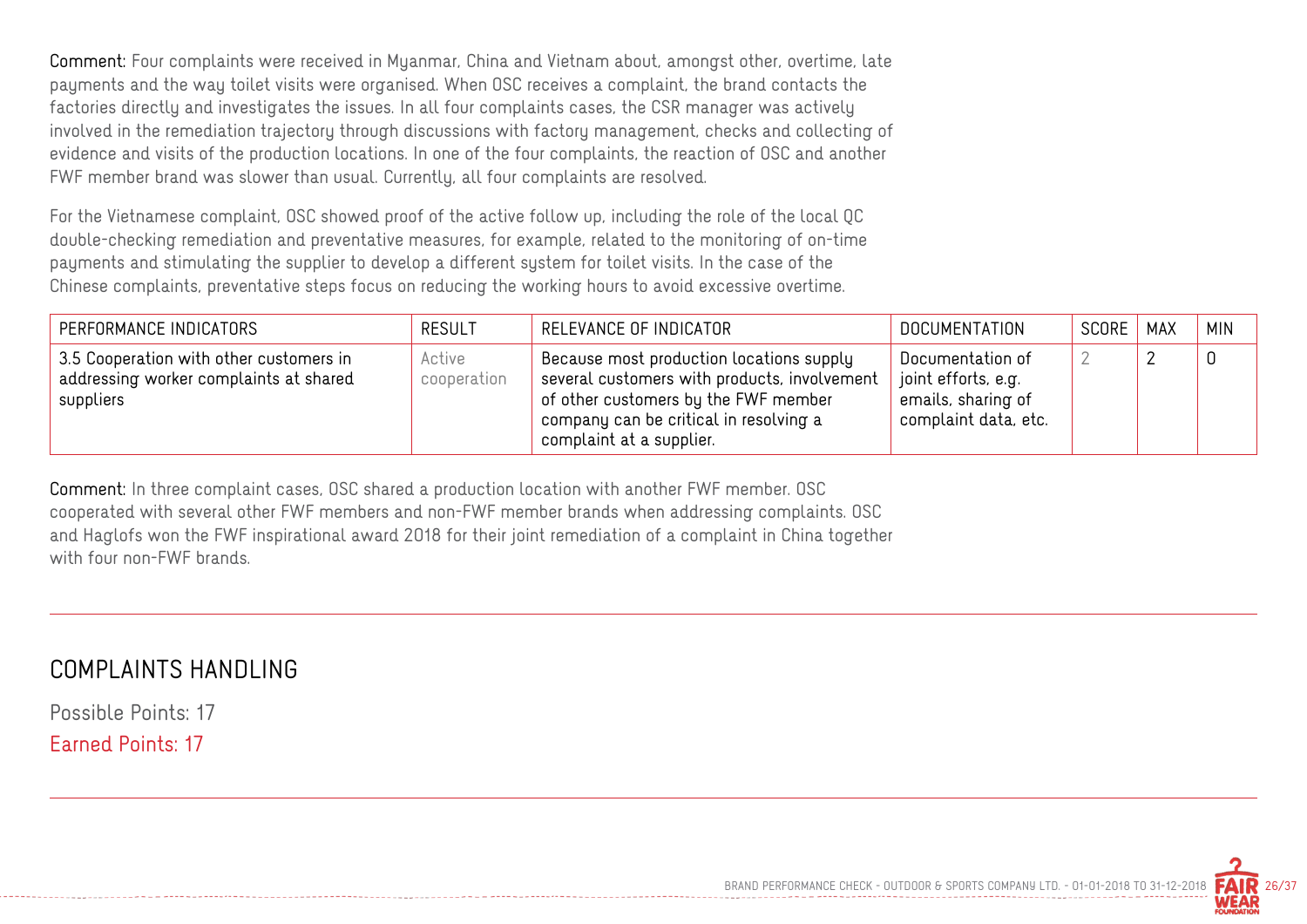**Comment:** Four complaints were received in Myanmar, China and Vietnam about, amongst other, overtime, late payments and the way toilet visits were organised. When OSC receives a complaint, the brand contacts the factories directly and investigates the issues. In all four complaints cases, the CSR manager was actively involved in the remediation trajectory through discussions with factory management, checks and collecting of evidence and visits of the production locations. In one of the four complaints, the reaction of OSC and another FWF member brand was slower than usual. Currently, all four complaints are resolved.

For the Vietnamese complaint, OSC showed proof of the active follow up, including the role of the local QC double-checking remediation and preventative measures, for example, related to the monitoring of on-time payments and stimulating the supplier to develop a different system for toilet visits. In the case of the Chinese complaints, preventative steps focus on reducing the working hours to avoid excessive overtime.

| PERFORMANCE INDICATORS | RESULT | RELEVANCE OF INDICATOR | DOCUMENTATION | SCORE | MAX | MIN |
|---|---|---|---|---|---|---|
| 3.5 Cooperation with other customers in addressing worker complaints at shared suppliers | Active cooperation | Because most production locations supply several customers with products, involvement of other customers by the FWF member company can be critical in resolving a complaint at a supplier. | Documentation of joint efforts, e.g. emails, sharing of complaint data, etc. | 2 | 2 | 0 |

**Comment:** In three complaint cases, OSC shared a production location with another FWF member. OSC cooperated with several other FWF members and non-FWF member brands when addressing complaints. OSC and Haglofs won the FWF inspirational award 2018 for their joint remediation of a complaint in China together with four non-FWF brands.

## COMPLAINTS HANDLING

Possible Points: 17

Earned Points: 17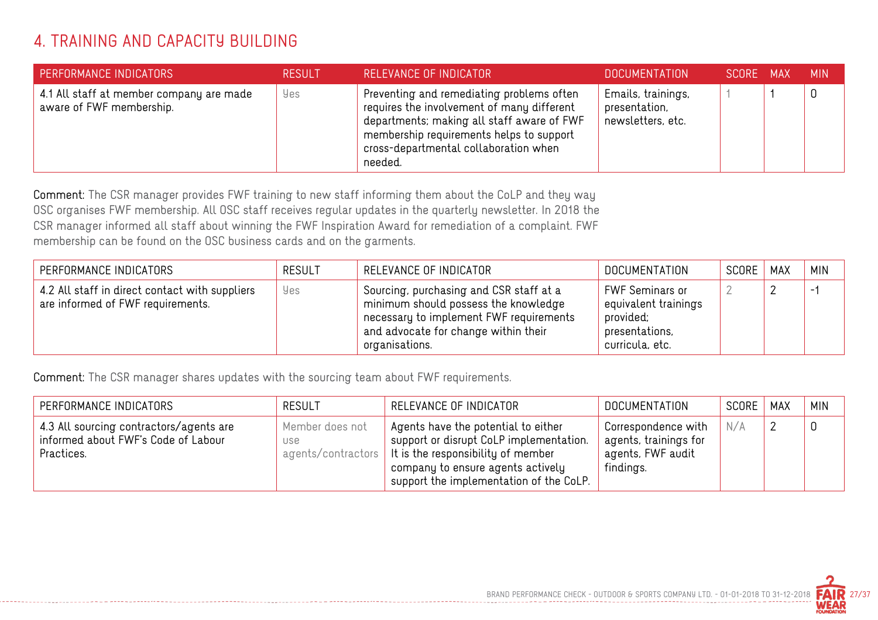## 4. TRAINING AND CAPACITY BUILDING

| PERFORMANCE INDICATORS | RESULT | RELEVANCE OF INDICATOR | DOCUMENTATION | SCORE | MAX | MIN |
|---|---|---|---|---|---|---|
| 4.1 All staff at member company are made aware of FWF membership. | Yes | Preventing and remediating problems often requires the involvement of many different departments; making all staff aware of FWF membership requirements helps to support cross-departmental collaboration when needed. | Emails, trainings, presentation, newsletters, etc. | 1 | 1 | 0 |

**Comment:** The CSR manager provides FWF training to new staff informing them about the CoLP and they way OSC organises FWF membership. All OSC staff receives regular updates in the quarterly newsletter. In 2018 the CSR manager informed all staff about winning the FWF Inspiration Award for remediation of a complaint. FWF membership can be found on the OSC business cards and on the garments.

| PERFORMANCE INDICATORS | RESULT | RELEVANCE OF INDICATOR | DOCUMENTATION | SCORE | MAX | MIN |
|---|---|---|---|---|---|---|
| 4.2 All staff in direct contact with suppliers are informed of FWF requirements. | Yes | Sourcing, purchasing and CSR staff at a minimum should possess the knowledge necessary to implement FWF requirements and advocate for change within their organisations. | FWF Seminars or equivalent trainings provided; presentations, curricula, etc. | 2 | 2 | -1 |

**Comment:** The CSR manager shares updates with the sourcing team about FWF requirements.

| PERFORMANCE INDICATORS | RESULT | RELEVANCE OF INDICATOR | DOCUMENTATION | SCORE | MAX | MIN |
|---|---|---|---|---|---|---|
| 4.3 All sourcing contractors/agents are informed about FWF's Code of Labour Practices. | Member does not use agents/contractors | Agents have the potential to either support or disrupt CoLP implementation. It is the responsibility of member company to ensure agents actively support the implementation of the CoLP. | Correspondence with agents, trainings for agents, FWF audit findings. | N/A | 2 | 0 |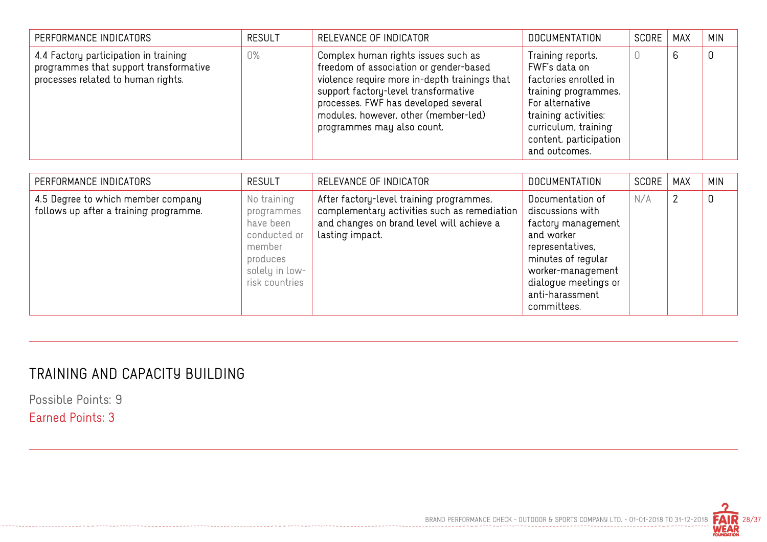| PERFORMANCE INDICATORS | RESULT | RELEVANCE OF INDICATOR | DOCUMENTATION | SCORE | MAX | MIN |
|---|---|---|---|---|---|---|
| 4.4 Factory participation in training programmes that support transformative processes related to human rights. | 0% | Complex human rights issues such as freedom of association or gender-based violence require more in-depth trainings that support factory-level transformative processes. FWF has developed several modules, however, other (member-led) programmes may also count. | Training reports, FWF's data on factories enrolled in training programmes. For alternative training activities: curriculum, training content, participation and outcomes. | 0 | 6 | 0 |

| PERFORMANCE INDICATORS | RESULT | RELEVANCE OF INDICATOR | DOCUMENTATION | SCORE | MAX | MIN |
|---|---|---|---|---|---|---|
| 4.5 Degree to which member company follows up after a training programme. | No training programmes have been conducted or member produces solely in low-risk countries | After factory-level training programmes, complementary activities such as remediation and changes on brand level will achieve a lasting impact. | Documentation of discussions with factory management and worker representatives, minutes of regular worker-management dialogue meetings or anti-harassment committees. | N/A | 2 | 0 |

## TRAINING AND CAPACITY BUILDING

Possible Points: 9

Earned Points: 3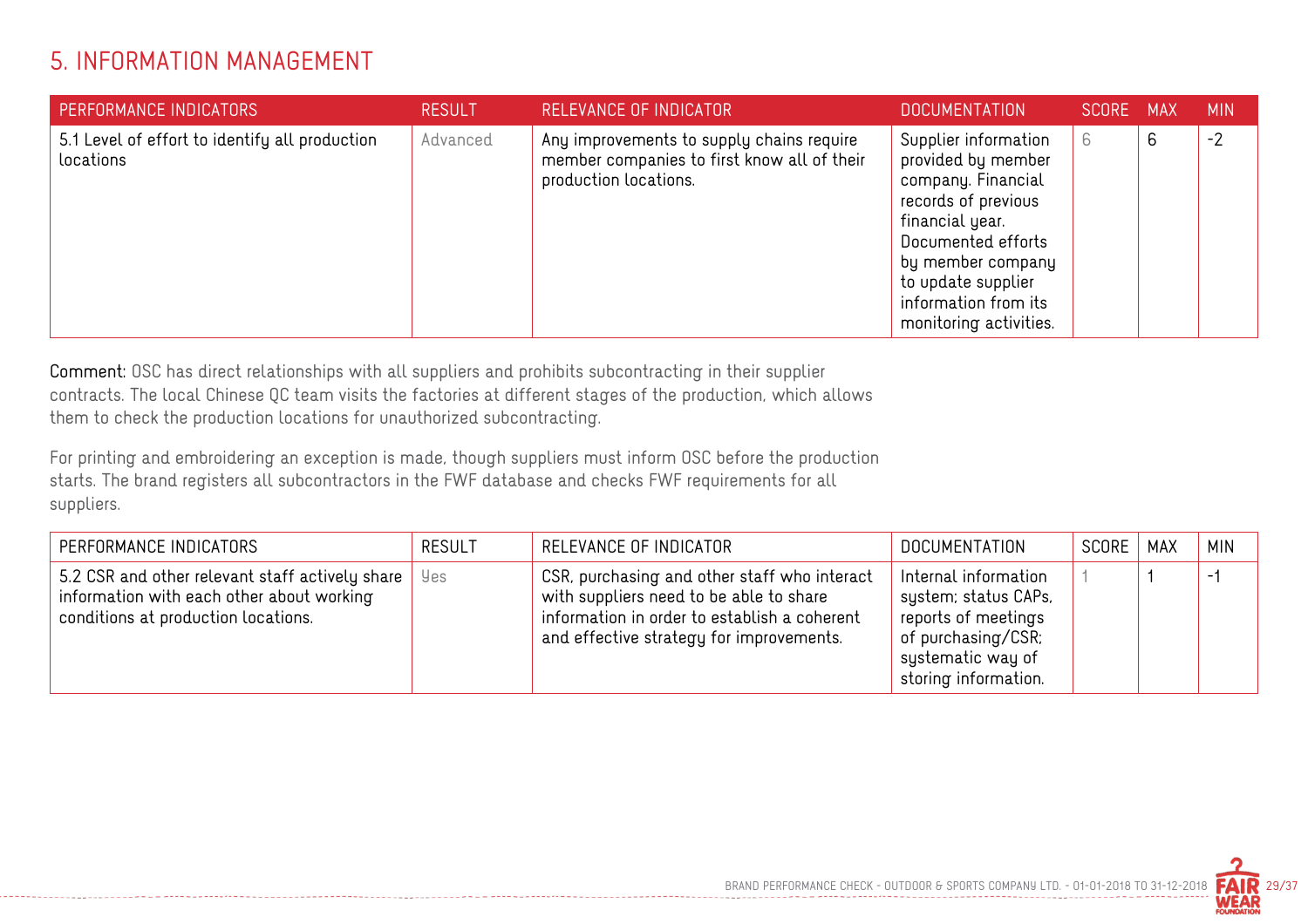## 5. INFORMATION MANAGEMENT

| PERFORMANCE INDICATORS | RESULT | RELEVANCE OF INDICATOR | DOCUMENTATION | SCORE | MAX | MIN |
|---|---|---|---|---|---|---|
| 5.1 Level of effort to identify all production locations | Advanced | Any improvements to supply chains require member companies to first know all of their production locations. | Supplier information provided by member company. Financial records of previous financial year. Documented efforts by member company to update supplier information from its monitoring activities. | 6 | 6 | -2 |

**Comment:** OSC has direct relationships with all suppliers and prohibits subcontracting in their supplier contracts. The local Chinese QC team visits the factories at different stages of the production, which allows them to check the production locations for unauthorized subcontracting.

For printing and embroidering an exception is made, though suppliers must inform OSC before the production starts. The brand registers all subcontractors in the FWF database and checks FWF requirements for all suppliers.

| PERFORMANCE INDICATORS | RESULT | RELEVANCE OF INDICATOR | DOCUMENTATION | SCORE | MAX | MIN |
|---|---|---|---|---|---|---|
| 5.2 CSR and other relevant staff actively share information with each other about working conditions at production locations. | Yes | CSR, purchasing and other staff who interact with suppliers need to be able to share information in order to establish a coherent and effective strategy for improvements. | Internal information system; status CAPs, reports of meetings of purchasing/CSR; systematic way of storing information. | 1 | 1 | -1 |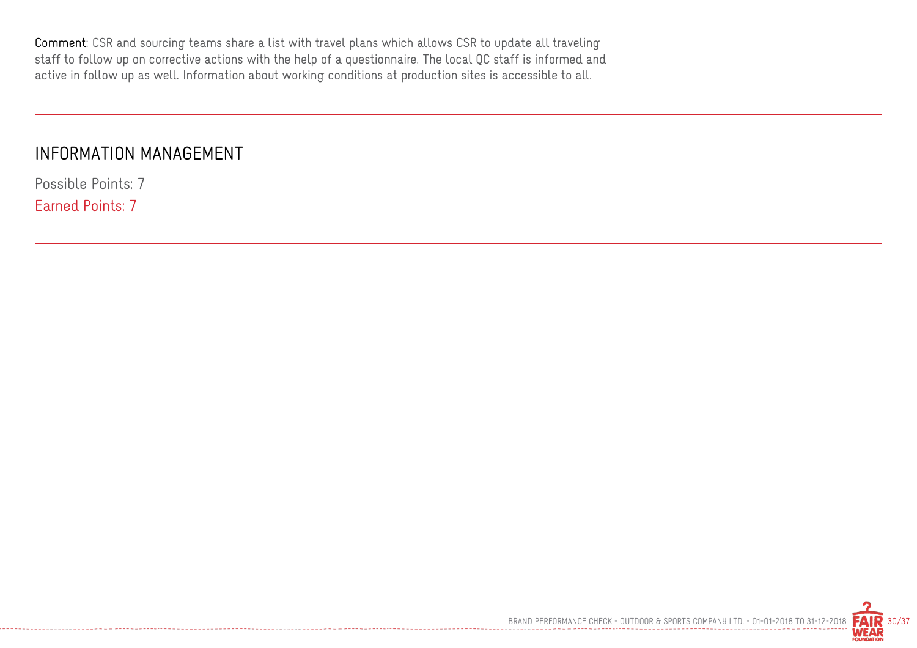**Comment:** CSR and sourcing teams share a list with travel plans which allows CSR to update all traveling staff to follow up on corrective actions with the help of a questionnaire. The local QC staff is informed and active in follow up as well. Information about working conditions at production sites is accessible to all.

---

## INFORMATION MANAGEMENT

Possible Points: 7

Earned Points: 7

---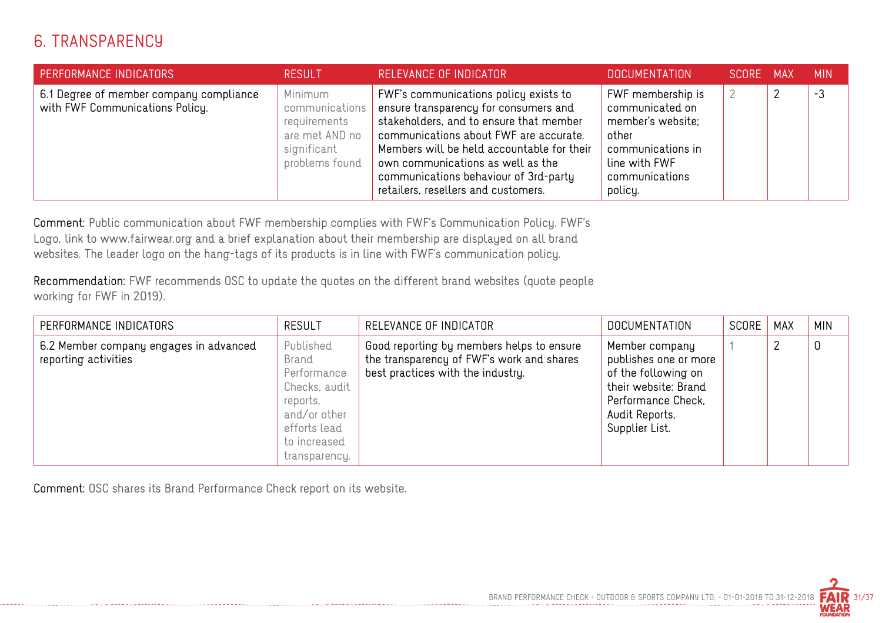## 6. TRANSPARENCY

| PERFORMANCE INDICATORS | RESULT | RELEVANCE OF INDICATOR | DOCUMENTATION | SCORE | MAX | MIN |
|---|---|---|---|---|---|---|
| 6.1 Degree of member company compliance with FWF Communications Policy. | Minimum communications requirements are met AND no significant problems found | FWF's communications policy exists to ensure transparency for consumers and stakeholders, and to ensure that member communications about FWF are accurate. Members will be held accountable for their own communications as well as the communications behaviour of 3rd-party retailers, resellers and customers. | FWF membership is communicated on member's website; other communications in line with FWF communications policy. | 2 | 2 | -3 |

**Comment:** Public communication about FWF membership complies with FWF's Communication Policy. FWF's Logo, link to www.fairwear.org and a brief explanation about their membership are displayed on all brand websites. The leader logo on the hang-tags of its products is in line with FWF's communication policy.

**Recommendation:** FWF recommends OSC to update the quotes on the different brand websites (quote people working for FWF in 2019).

| PERFORMANCE INDICATORS | RESULT | RELEVANCE OF INDICATOR | DOCUMENTATION | SCORE | MAX | MIN |
|---|---|---|---|---|---|---|
| 6.2 Member company engages in advanced reporting activities | Published Brand Performance Checks, audit reports, and/or other efforts lead to increased transparency. | Good reporting by members helps to ensure the transparency of FWF's work and shares best practices with the industry. | Member company publishes one or more of the following on their website: Brand Performance Check, Audit Reports, Supplier List. | 1 | 2 | 0 |

**Comment:** OSC shares its Brand Performance Check report on its website.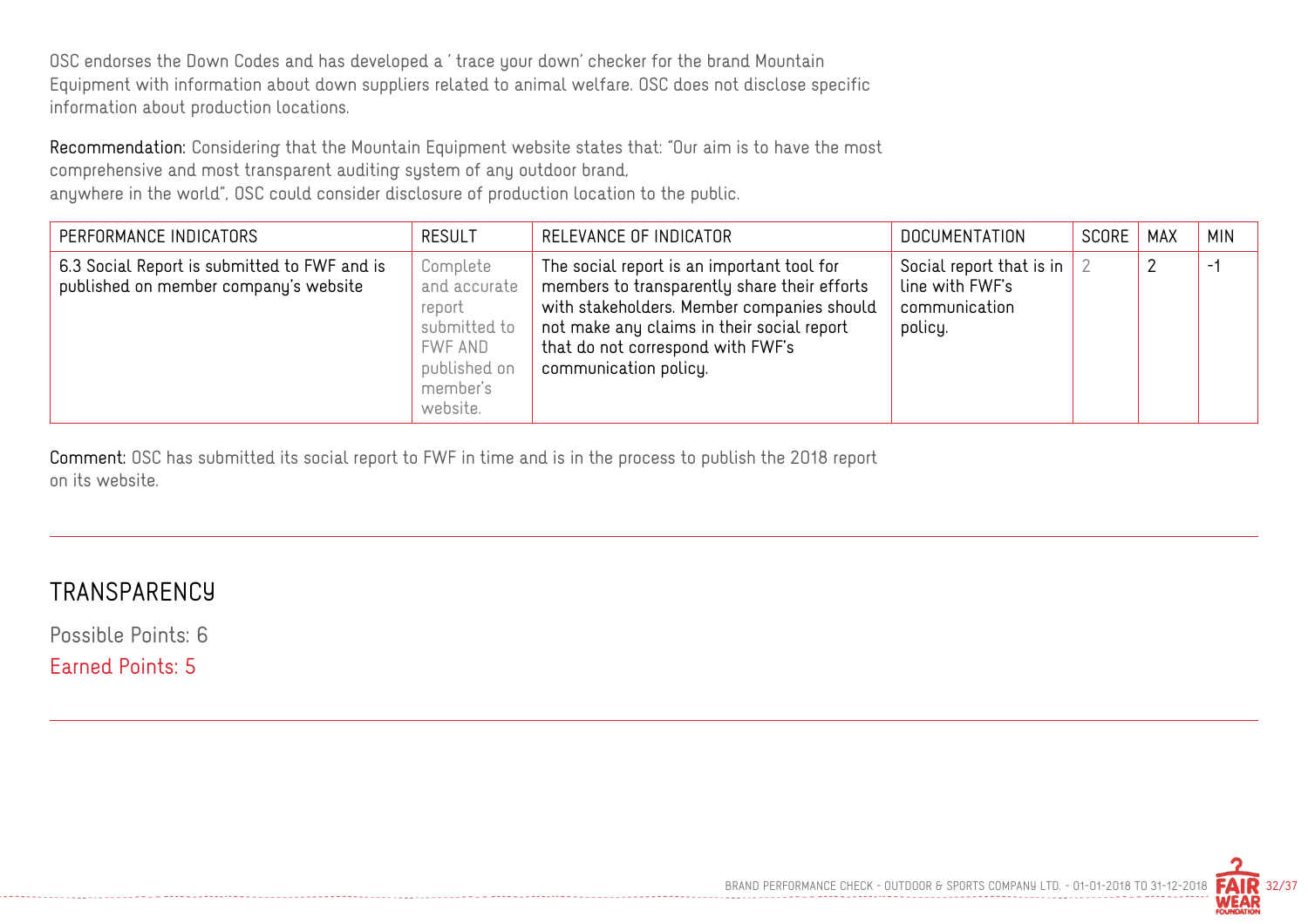OSC endorses the Down Codes and has developed a ' trace your down' checker for the brand Mountain Equipment with information about down suppliers related to animal welfare. OSC does not disclose specific information about production locations.

**Recommendation:** Considering that the Mountain Equipment website states that: "Our aim is to have the most comprehensive and most transparent auditing system of any outdoor brand, anywhere in the world", OSC could consider disclosure of production location to the public.

| PERFORMANCE INDICATORS | RESULT | RELEVANCE OF INDICATOR | DOCUMENTATION | SCORE | MAX | MIN |
|---|---|---|---|---|---|---|
| 6.3 Social Report is submitted to FWF and is published on member company's website | Complete and accurate report submitted to FWF AND published on member's website. | The social report is an important tool for members to transparently share their efforts with stakeholders. Member companies should not make any claims in their social report that do not correspond with FWF's communication policy. | Social report that is in line with FWF's communication policy. | 2 | 2 | -1 |

**Comment:** OSC has submitted its social report to FWF in time and is in the process to publish the 2018 report on its website.

## TRANSPARENCY

Possible Points: 6

Earned Points: 5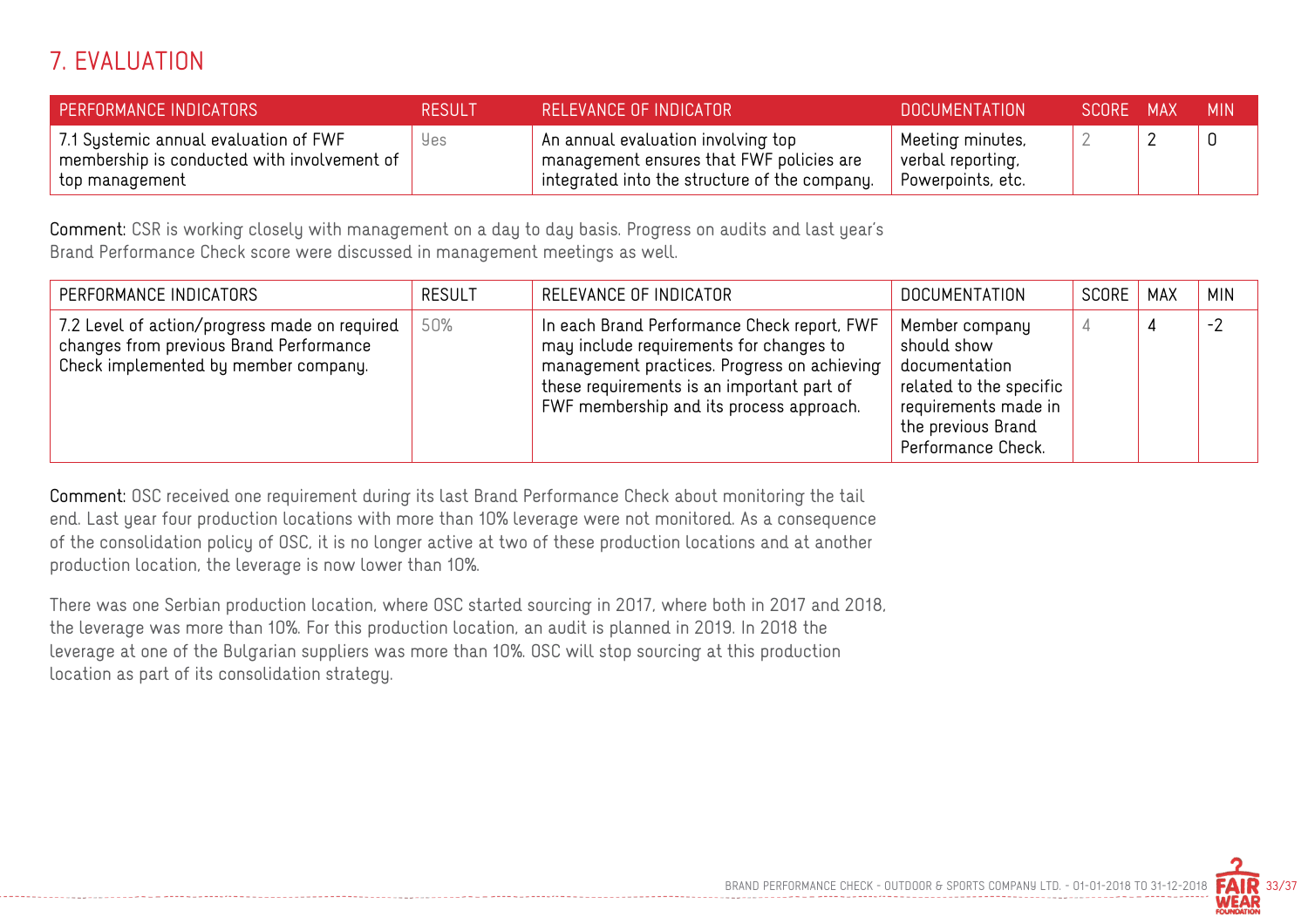# 7. EVALUATION

| PERFORMANCE INDICATORS | RESULT | RELEVANCE OF INDICATOR | DOCUMENTATION | SCORE | MAX | MIN |
|---|---|---|---|---|---|---|
| 7.1 Systemic annual evaluation of FWF membership is conducted with involvement of top management | Yes | An annual evaluation involving top management ensures that FWF policies are integrated into the structure of the company. | Meeting minutes, verbal reporting, Powerpoints, etc. | 2 | 2 | 0 |

**Comment:** CSR is working closely with management on a day to day basis. Progress on audits and last year's Brand Performance Check score were discussed in management meetings as well.

| PERFORMANCE INDICATORS | RESULT | RELEVANCE OF INDICATOR | DOCUMENTATION | SCORE | MAX | MIN |
|---|---|---|---|---|---|---|
| 7.2 Level of action/progress made on required changes from previous Brand Performance Check implemented by member company. | 50% | In each Brand Performance Check report, FWF may include requirements for changes to management practices. Progress on achieving these requirements is an important part of FWF membership and its process approach. | Member company should show documentation related to the specific requirements made in the previous Brand Performance Check. | 4 | 4 | -2 |

**Comment:** OSC received one requirement during its last Brand Performance Check about monitoring the tail end. Last year four production locations with more than 10% leverage were not monitored. As a consequence of the consolidation policy of OSC, it is no longer active at two of these production locations and at another production location, the leverage is now lower than 10%.

There was one Serbian production location, where OSC started sourcing in 2017, where both in 2017 and 2018, the leverage was more than 10%. For this production location, an audit is planned in 2019. In 2018 the leverage at one of the Bulgarian suppliers was more than 10%. OSC will stop sourcing at this production location as part of its consolidation strategy.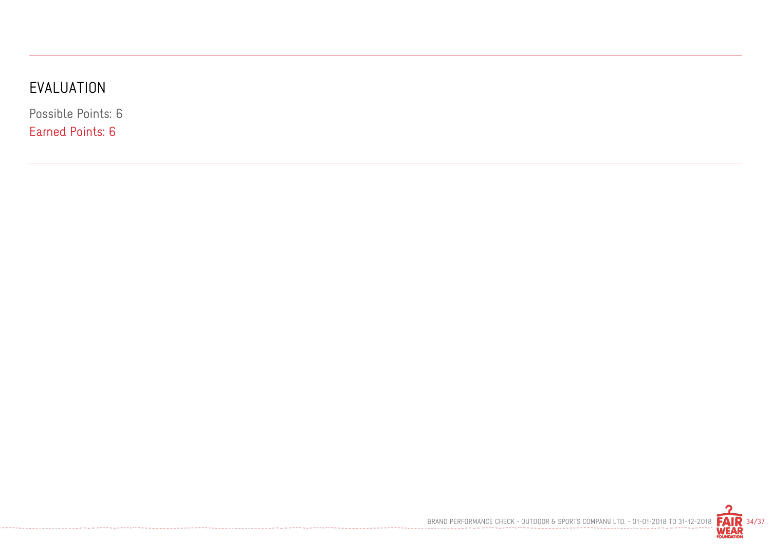## EVALUATION

Possible Points: 6

Earned Points: 6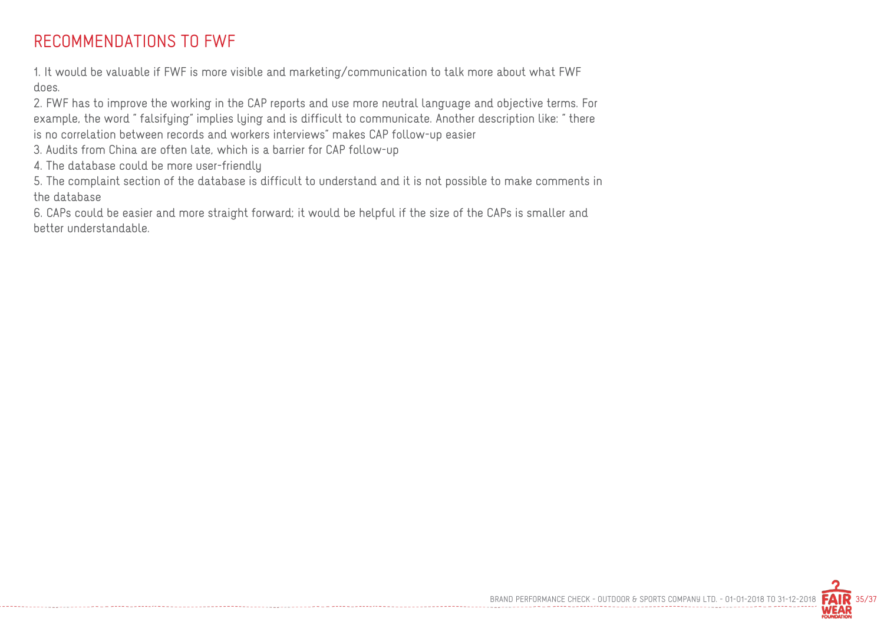# RECOMMENDATIONS TO FWF

1. It would be valuable if FWF is more visible and marketing/communication to talk more about what FWF does.
2. FWF has to improve the working in the CAP reports and use more neutral language and objective terms. For example, the word " falsifying" implies lying and is difficult to communicate. Another description like: " there is no correlation between records and workers interviews" makes CAP follow-up easier
3. Audits from China are often late, which is a barrier for CAP follow-up
4. The database could be more user-friendly
5. The complaint section of the database is difficult to understand and it is not possible to make comments in the database
6. CAPs could be easier and more straight forward; it would be helpful if the size of the CAPs is smaller and better understandable.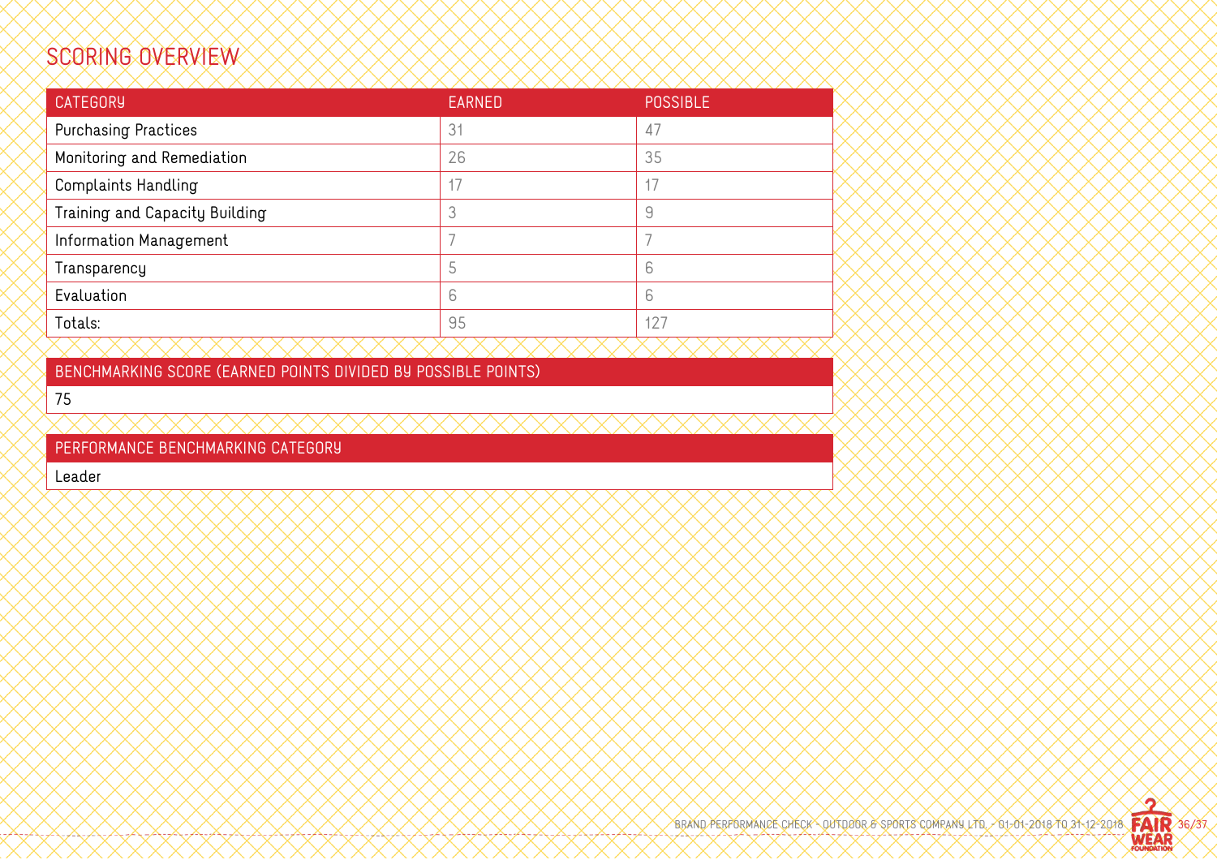## SCORING OVERVIEW

| CATEGORY | EARNED | POSSIBLE |
| --- | --- | --- |
| Purchasing Practices | 31 | 47 |
| Monitoring and Remediation | 26 | 35 |
| Complaints Handling | 17 | 17 |
| Training and Capacity Building | 3 | 9 |
| Information Management | 7 | 7 |
| Transparency | 5 | 6 |
| Evaluation | 6 | 6 |
| Totals: | 95 | 127 |

| BENCHMARKING SCORE (EARNED POINTS DIVIDED BY POSSIBLE POINTS) |
| --- |
| 75 |

| PERFORMANCE BENCHMARKING CATEGORY |
| --- |
| Leader |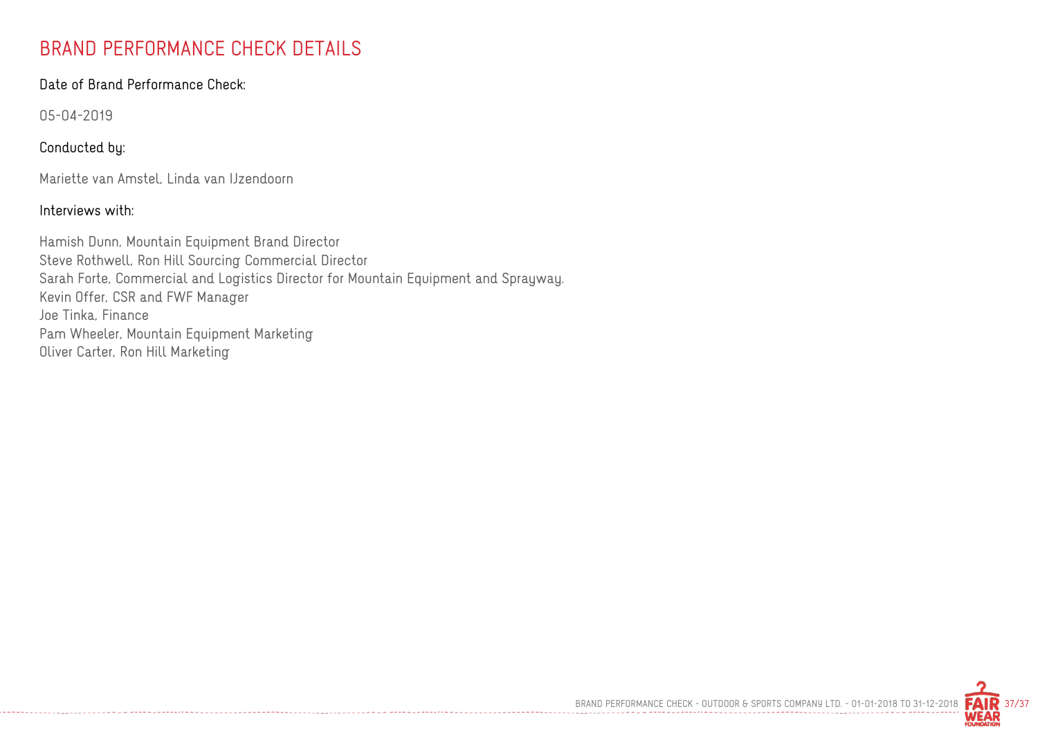# BRAND PERFORMANCE CHECK DETAILS

**Date of Brand Performance Check:**

05-04-2019

**Conducted by:**

Mariette van Amstel, Linda van IJzendoorn

**Interviews with:**

Hamish Dunn, Mountain Equipment Brand Director
Steve Rothwell, Ron Hill Sourcing Commercial Director
Sarah Forte, Commercial and Logistics Director for Mountain Equipment and Sprayway.
Kevin Offer, CSR and FWF Manager
Joe Tinka, Finance
Pam Wheeler, Mountain Equipment Marketing
Oliver Carter, Ron Hill Marketing